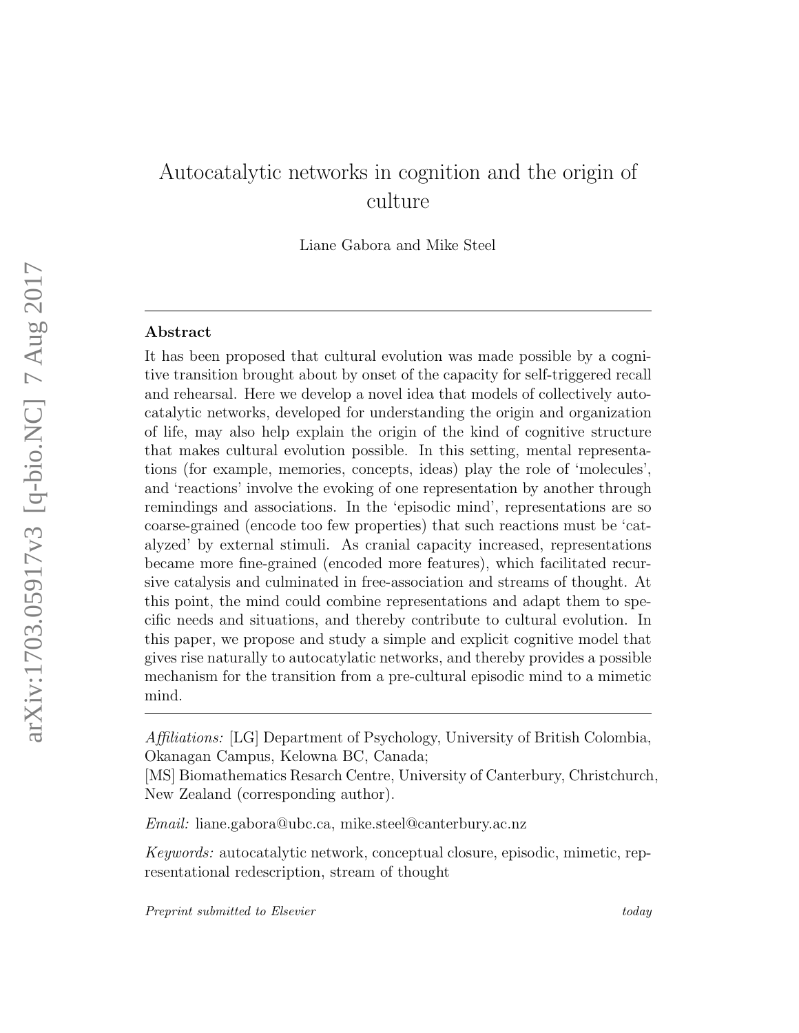# Autocatalytic networks in cognition and the origin of culture

Liane Gabora and Mike Steel

---

**Abstract**

It has been proposed that cultural evolution was made possible by a cognitive transition brought about by onset of the capacity for self-triggered recall and rehearsal. Here we develop a novel idea that models of collectively autocatalytic networks, developed for understanding the origin and organization of life, may also help explain the origin of the kind of cognitive structure that makes cultural evolution possible. In this setting, mental representations (for example, memories, concepts, ideas) play the role of 'molecules', and 'reactions' involve the evoking of one representation by another through remindings and associations. In the 'episodic mind', representations are so coarse-grained (encode too few properties) that such reactions must be 'catalyzed' by external stimuli. As cranial capacity increased, representations became more fine-grained (encoded more features), which facilitated recursive catalysis and culminated in free-association and streams of thought. At this point, the mind could combine representations and adapt them to specific needs and situations, and thereby contribute to cultural evolution. In this paper, we propose and study a simple and explicit cognitive model that gives rise naturally to autocatylatic networks, and thereby provides a possible mechanism for the transition from a pre-cultural episodic mind to a mimetic mind.

---

*Affiliations:* [LG] Department of Psychology, University of British Colombia, Okanagan Campus, Kelowna BC, Canada;
[MS] Biomathematics Resarch Centre, University of Canterbury, Christchurch, New Zealand (corresponding author).

*Email:* liane.gabora@ubc.ca, mike.steel@canterbury.ac.nz

*Keywords:* autocatalytic network, conceptual closure, episodic, mimetic, representational redescription, stream of thought

*Preprint submitted to Elsevier* *today*

arXiv:1703.05917v3 [q-bio.NC] 7 Aug 2017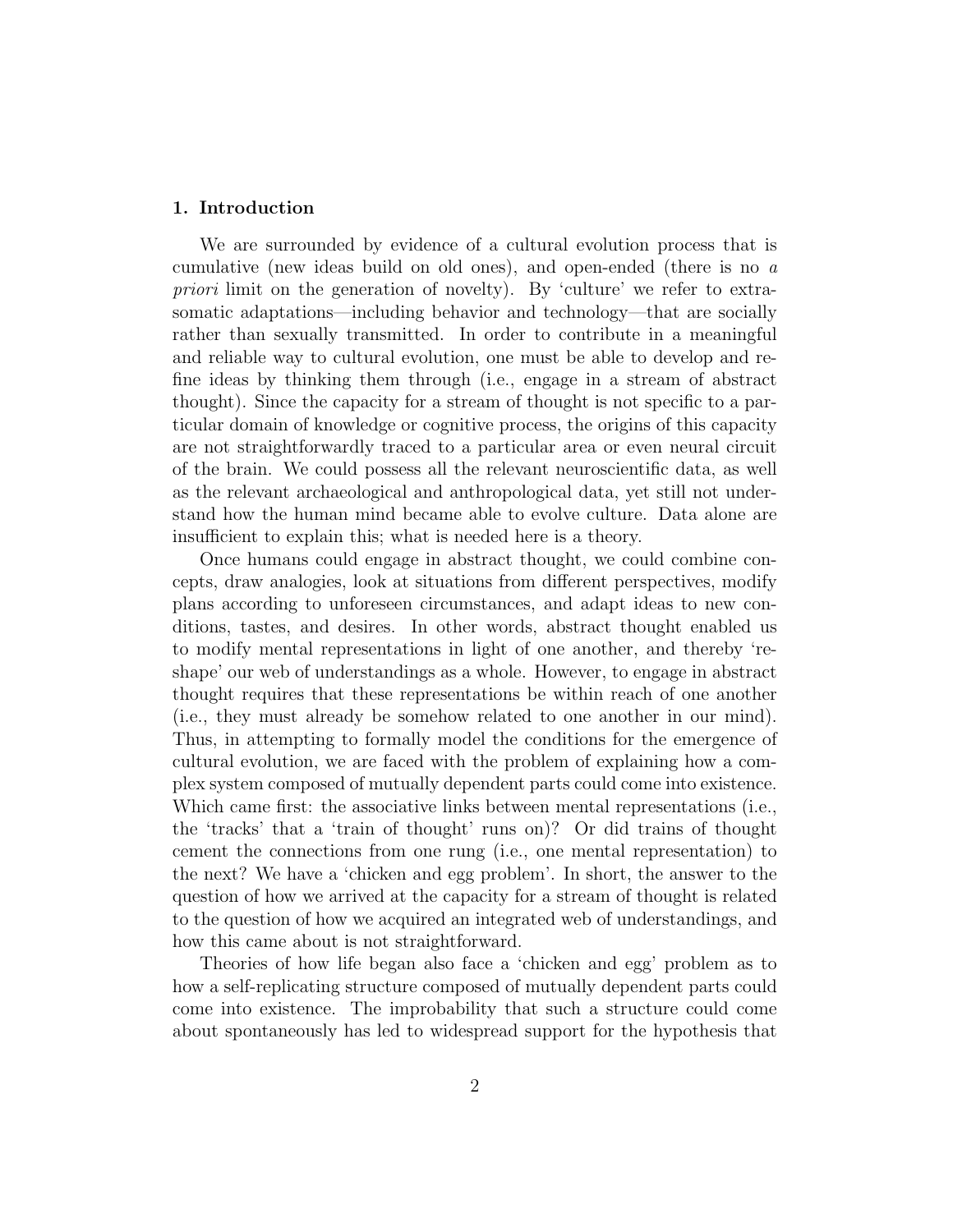## 1. Introduction

We are surrounded by evidence of a cultural evolution process that is cumulative (new ideas build on old ones), and open-ended (there is no *a priori* limit on the generation of novelty). By 'culture' we refer to extra-somatic adaptations—including behavior and technology—that are socially rather than sexually transmitted. In order to contribute in a meaningful and reliable way to cultural evolution, one must be able to develop and refine ideas by thinking them through (i.e., engage in a stream of abstract thought). Since the capacity for a stream of thought is not specific to a particular domain of knowledge or cognitive process, the origins of this capacity are not straightforwardly traced to a particular area or even neural circuit of the brain. We could possess all the relevant neuroscientific data, as well as the relevant archaeological and anthropological data, yet still not understand how the human mind became able to evolve culture. Data alone are insufficient to explain this; what is needed here is a theory.

Once humans could engage in abstract thought, we could combine concepts, draw analogies, look at situations from different perspectives, modify plans according to unforeseen circumstances, and adapt ideas to new conditions, tastes, and desires. In other words, abstract thought enabled us to modify mental representations in light of one another, and thereby 'reshape' our web of understandings as a whole. However, to engage in abstract thought requires that these representations be within reach of one another (i.e., they must already be somehow related to one another in our mind). Thus, in attempting to formally model the conditions for the emergence of cultural evolution, we are faced with the problem of explaining how a complex system composed of mutually dependent parts could come into existence. Which came first: the associative links between mental representations (i.e., the 'tracks' that a 'train of thought' runs on)? Or did trains of thought cement the connections from one rung (i.e., one mental representation) to the next? We have a 'chicken and egg problem'. In short, the answer to the question of how we arrived at the capacity for a stream of thought is related to the question of how we acquired an integrated web of understandings, and how this came about is not straightforward.

Theories of how life began also face a 'chicken and egg' problem as to how a self-replicating structure composed of mutually dependent parts could come into existence. The improbability that such a structure could come about spontaneously has led to widespread support for the hypothesis that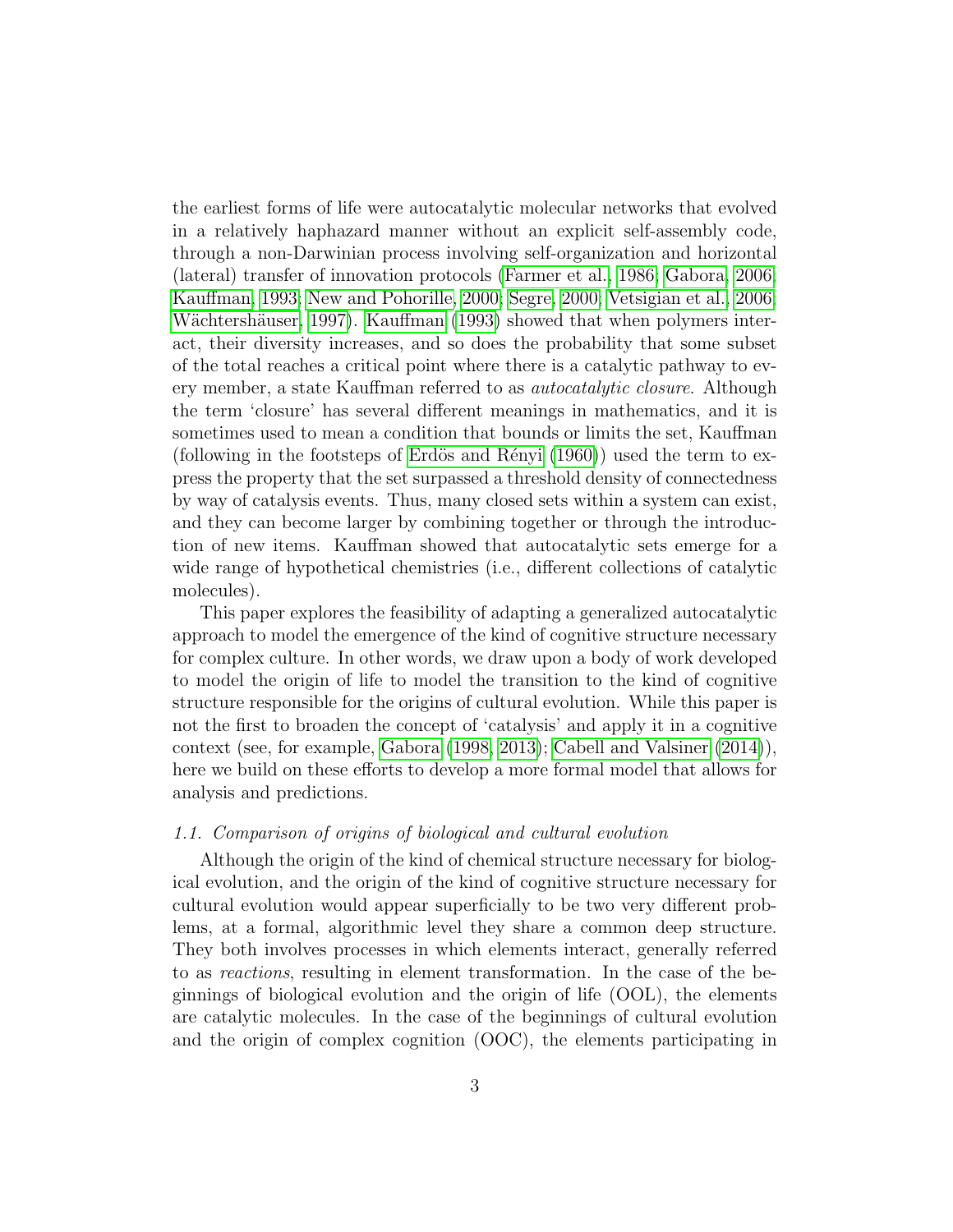the earliest forms of life were autocatalytic molecular networks that evolved in a relatively haphazard manner without an explicit self-assembly code, through a non-Darwinian process involving self-organization and horizontal (lateral) transfer of innovation protocols (Farmer et al., 1986; Gabora, 2006; Kauffman, 1993; New and Pohorille, 2000; Segre, 2000; Vetsigian et al., 2006; Wächtershäuser, 1997). Kauffman (1993) showed that when polymers interact, their diversity increases, and so does the probability that some subset of the total reaches a critical point where there is a catalytic pathway to every member, a state Kauffman referred to as *autocatalytic closure*. Although the term 'closure' has several different meanings in mathematics, and it is sometimes used to mean a condition that bounds or limits the set, Kauffman (following in the footsteps of Erdös and Rényi (1960)) used the term to express the property that the set surpassed a threshold density of connectedness by way of catalysis events. Thus, many closed sets within a system can exist, and they can become larger by combining together or through the introduction of new items. Kauffman showed that autocatalytic sets emerge for a wide range of hypothetical chemistries (i.e., different collections of catalytic molecules).

This paper explores the feasibility of adapting a generalized autocatalytic approach to model the emergence of the kind of cognitive structure necessary for complex culture. In other words, we draw upon a body of work developed to model the origin of life to model the transition to the kind of cognitive structure responsible for the origins of cultural evolution. While this paper is not the first to broaden the concept of 'catalysis' and apply it in a cognitive context (see, for example, Gabora (1998, 2013); Cabell and Valsiner (2014)), here we build on these efforts to develop a more formal model that allows for analysis and predictions.

### *1.1. Comparison of origins of biological and cultural evolution*

Although the origin of the kind of chemical structure necessary for biological evolution, and the origin of the kind of cognitive structure necessary for cultural evolution would appear superficially to be two very different problems, at a formal, algorithmic level they share a common deep structure. They both involves processes in which elements interact, generally referred to as *reactions*, resulting in element transformation. In the case of the beginnings of biological evolution and the origin of life (OOL), the elements are catalytic molecules. In the case of the beginnings of cultural evolution and the origin of complex cognition (OOC), the elements participating in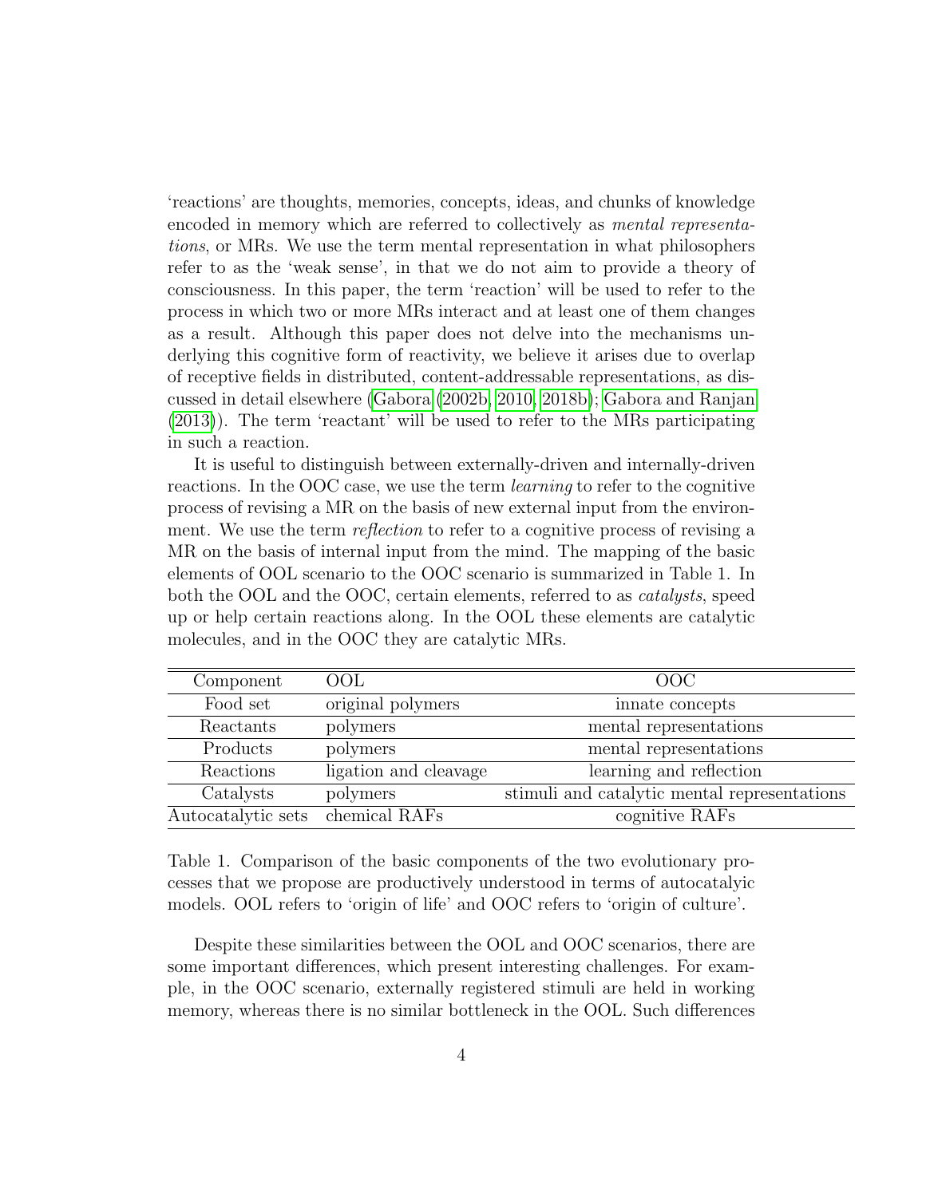'reactions' are thoughts, memories, concepts, ideas, and chunks of knowledge encoded in memory which are referred to collectively as *mental representations*, or MRs. We use the term mental representation in what philosophers refer to as the 'weak sense', in that we do not aim to provide a theory of consciousness. In this paper, the term 'reaction' will be used to refer to the process in which two or more MRs interact and at least one of them changes as a result. Although this paper does not delve into the mechanisms underlying this cognitive form of reactivity, we believe it arises due to overlap of receptive fields in distributed, content-addressable representations, as discussed in detail elsewhere (Gabora (2002b, 2010, 2018b); Gabora and Ranjan (2013)). The term 'reactant' will be used to refer to the MRs participating in such a reaction.

It is useful to distinguish between externally-driven and internally-driven reactions. In the OOC case, we use the term *learning* to refer to the cognitive process of revising a MR on the basis of new external input from the environment. We use the term *reflection* to refer to a cognitive process of revising a MR on the basis of internal input from the mind. The mapping of the basic elements of OOL scenario to the OOC scenario is summarized in Table 1. In both the OOL and the OOC, certain elements, referred to as *catalysts*, speed up or help certain reactions along. In the OOL these elements are catalytic molecules, and in the OOC they are catalytic MRs.

| Component | OOL | OOC |
|---|---|---|
| Food set | original polymers | innate concepts |
| Reactants | polymers | mental representations |
| Products | polymers | mental representations |
| Reactions | ligation and cleavage | learning and reflection |
| Catalysts | polymers | stimuli and catalytic mental representations |
| Autocatalytic sets | chemical RAFs | cognitive RAFs |

Table 1. Comparison of the basic components of the two evolutionary processes that we propose are productively understood in terms of autocatalyic models. OOL refers to 'origin of life' and OOC refers to 'origin of culture'.

Despite these similarities between the OOL and OOC scenarios, there are some important differences, which present interesting challenges. For example, in the OOC scenario, externally registered stimuli are held in working memory, whereas there is no similar bottleneck in the OOL. Such differences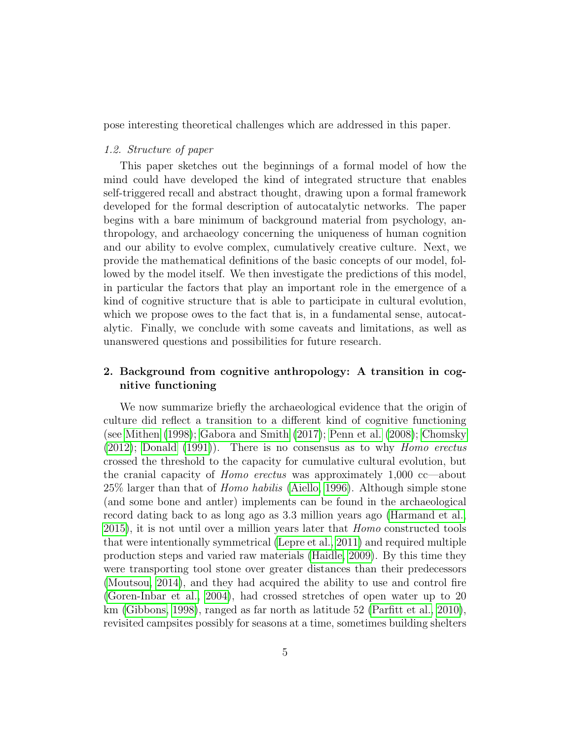pose interesting theoretical challenges which are addressed in this paper.

### *1.2. Structure of paper*

This paper sketches out the beginnings of a formal model of how the mind could have developed the kind of integrated structure that enables self-triggered recall and abstract thought, drawing upon a formal framework developed for the formal description of autocatalytic networks. The paper begins with a bare minimum of background material from psychology, anthropology, and archaeology concerning the uniqueness of human cognition and our ability to evolve complex, cumulatively creative culture. Next, we provide the mathematical definitions of the basic concepts of our model, followed by the model itself. We then investigate the predictions of this model, in particular the factors that play an important role in the emergence of a kind of cognitive structure that is able to participate in cultural evolution, which we propose owes to the fact that is, in a fundamental sense, autocatalytic. Finally, we conclude with some caveats and limitations, as well as unanswered questions and possibilities for future research.

## 2. Background from cognitive anthropology: A transition in cognitive functioning

We now summarize briefly the archaeological evidence that the origin of culture did reflect a transition to a different kind of cognitive functioning (see Mithen (1998); Gabora and Smith (2017); Penn et al. (2008); Chomsky (2012); Donald (1991)). There is no consensus as to why *Homo erectus* crossed the threshold to the capacity for cumulative cultural evolution, but the cranial capacity of *Homo erectus* was approximately 1,000 cc—about 25% larger than that of *Homo habilis* (Aiello, 1996). Although simple stone (and some bone and antler) implements can be found in the archaeological record dating back to as long ago as 3.3 million years ago (Harmand et al., 2015), it is not until over a million years later that *Homo* constructed tools that were intentionally symmetrical (Lepre et al., 2011) and required multiple production steps and varied raw materials (Haidle, 2009). By this time they were transporting tool stone over greater distances than their predecessors (Moutsou, 2014), and they had acquired the ability to use and control fire (Goren-Inbar et al., 2004), had crossed stretches of open water up to 20 km (Gibbons, 1998), ranged as far north as latitude 52 (Parfitt et al., 2010), revisited campsites possibly for seasons at a time, sometimes building shelters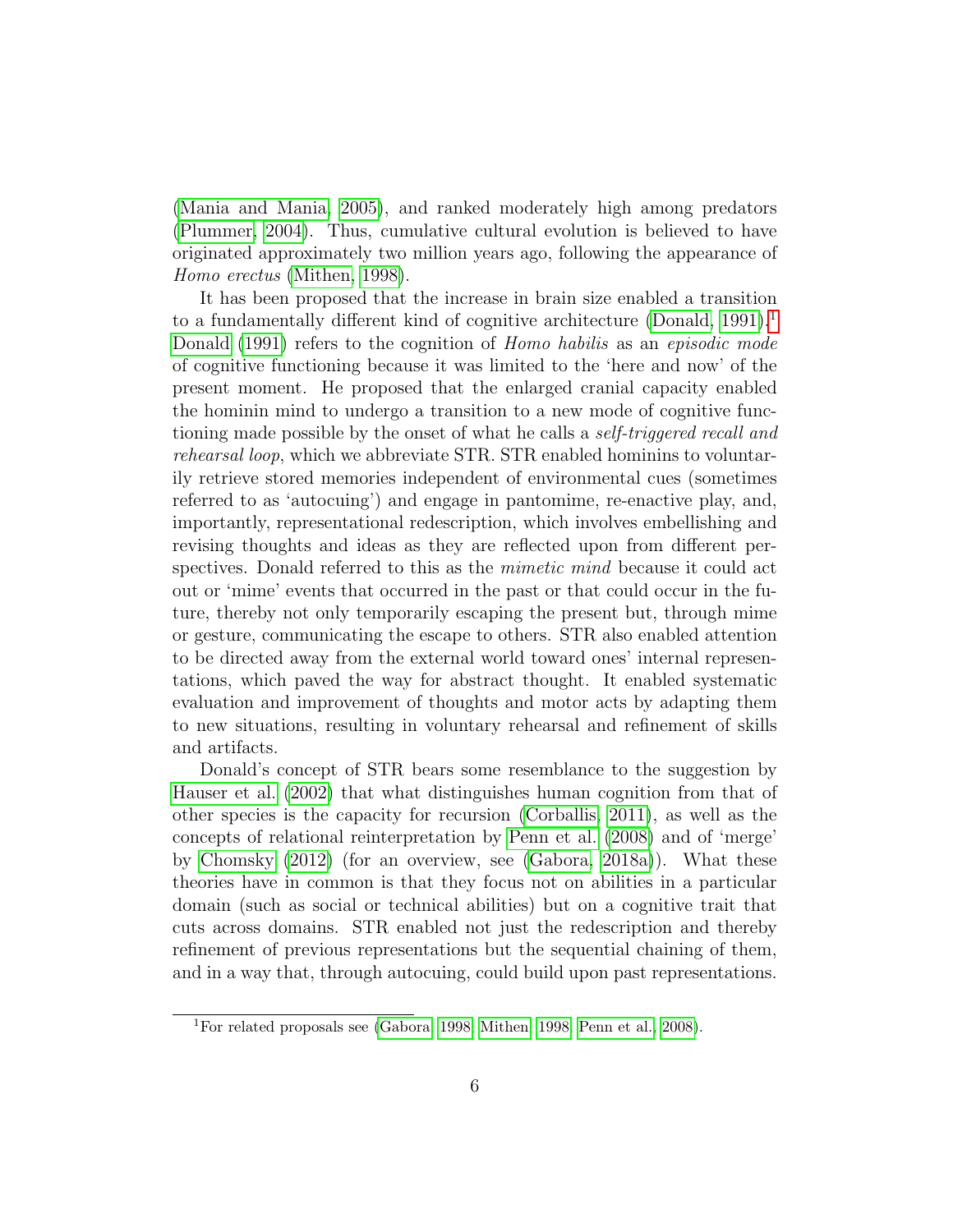(Mania and Mania, 2005), and ranked moderately high among predators (Plummer, 2004). Thus, cumulative cultural evolution is believed to have originated approximately two million years ago, following the appearance of *Homo erectus* (Mithen, 1998).

It has been proposed that the increase in brain size enabled a transition to a fundamentally different kind of cognitive architecture (Donald, 1991).[1] Donald (1991) refers to the cognition of *Homo habilis* as an *episodic mode* of cognitive functioning because it was limited to the 'here and now' of the present moment. He proposed that the enlarged cranial capacity enabled the hominin mind to undergo a transition to a new mode of cognitive functioning made possible by the onset of what he calls a *self-triggered recall and rehearsal loop*, which we abbreviate STR. STR enabled hominins to voluntarily retrieve stored memories independent of environmental cues (sometimes referred to as 'autocuing') and engage in pantomime, re-enactive play, and, importantly, representational redescription, which involves embellishing and revising thoughts and ideas as they are reflected upon from different perspectives. Donald referred to this as the *mimetic mind* because it could act out or 'mime' events that occurred in the past or that could occur in the future, thereby not only temporarily escaping the present but, through mime or gesture, communicating the escape to others. STR also enabled attention to be directed away from the external world toward ones' internal representations, which paved the way for abstract thought. It enabled systematic evaluation and improvement of thoughts and motor acts by adapting them to new situations, resulting in voluntary rehearsal and refinement of skills and artifacts.

Donald's concept of STR bears some resemblance to the suggestion by Hauser et al. (2002) that what distinguishes human cognition from that of other species is the capacity for recursion (Corballis, 2011), as well as the concepts of relational reinterpretation by Penn et al. (2008) and of 'merge' by Chomsky (2012) (for an overview, see (Gabora, 2018a)). What these theories have in common is that they focus not on abilities in a particular domain (such as social or technical abilities) but on a cognitive trait that cuts across domains. STR enabled not just the redescription and thereby refinement of previous representations but the sequential chaining of them, and in a way that, through autocuing, could build upon past representations.

[1] For related proposals see (Gabora, 1998; Mithen, 1998; Penn et al., 2008).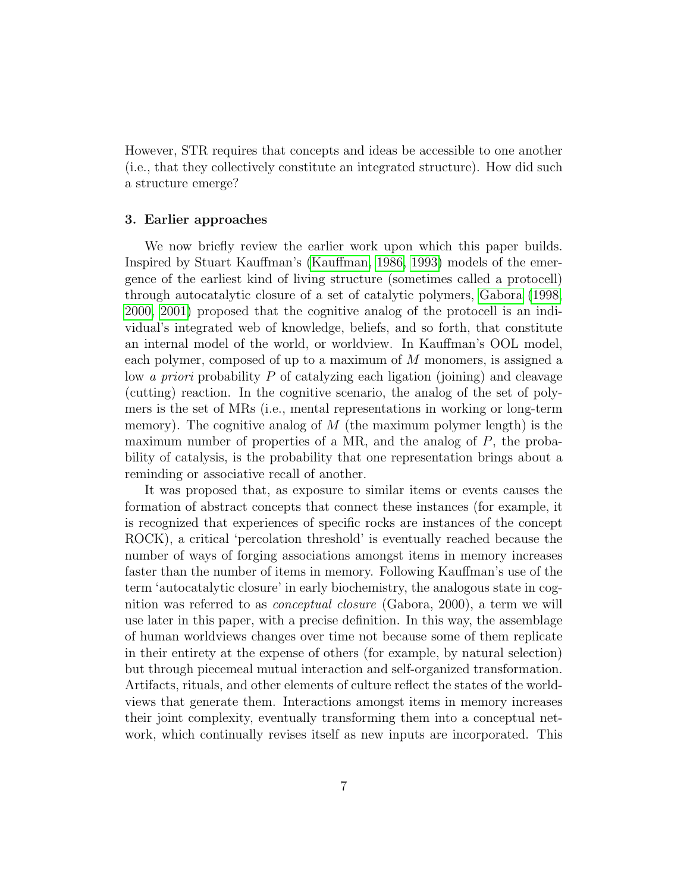However, STR requires that concepts and ideas be accessible to one another (i.e., that they collectively constitute an integrated structure). How did such a structure emerge?

### 3. Earlier approaches

We now briefly review the earlier work upon which this paper builds. Inspired by Stuart Kauffman's (Kauffman, 1986, 1993) models of the emergence of the earliest kind of living structure (sometimes called a protocell) through autocatalytic closure of a set of catalytic polymers, Gabora (1998, 2000, 2001) proposed that the cognitive analog of the protocell is an individual's integrated web of knowledge, beliefs, and so forth, that constitute an internal model of the world, or worldview. In Kauffman's OOL model, each polymer, composed of up to a maximum of $M$ monomers, is assigned a low *a priori* probability $P$ of catalyzing each ligation (joining) and cleavage (cutting) reaction. In the cognitive scenario, the analog of the set of polymers is the set of MRs (i.e., mental representations in working or long-term memory). The cognitive analog of $M$ (the maximum polymer length) is the maximum number of properties of a MR, and the analog of $P$, the probability of catalysis, is the probability that one representation brings about a reminding or associative recall of another.

It was proposed that, as exposure to similar items or events causes the formation of abstract concepts that connect these instances (for example, it is recognized that experiences of specific rocks are instances of the concept ROCK), a critical 'percolation threshold' is eventually reached because the number of ways of forging associations amongst items in memory increases faster than the number of items in memory. Following Kauffman's use of the term 'autocatalytic closure' in early biochemistry, the analogous state in cognition was referred to as *conceptual closure* (Gabora, 2000), a term we will use later in this paper, with a precise definition. In this way, the assemblage of human worldviews changes over time not because some of them replicate in their entirety at the expense of others (for example, by natural selection) but through piecemeal mutual interaction and self-organized transformation. Artifacts, rituals, and other elements of culture reflect the states of the worldviews that generate them. Interactions amongst items in memory increases their joint complexity, eventually transforming them into a conceptual network, which continually revises itself as new inputs are incorporated. This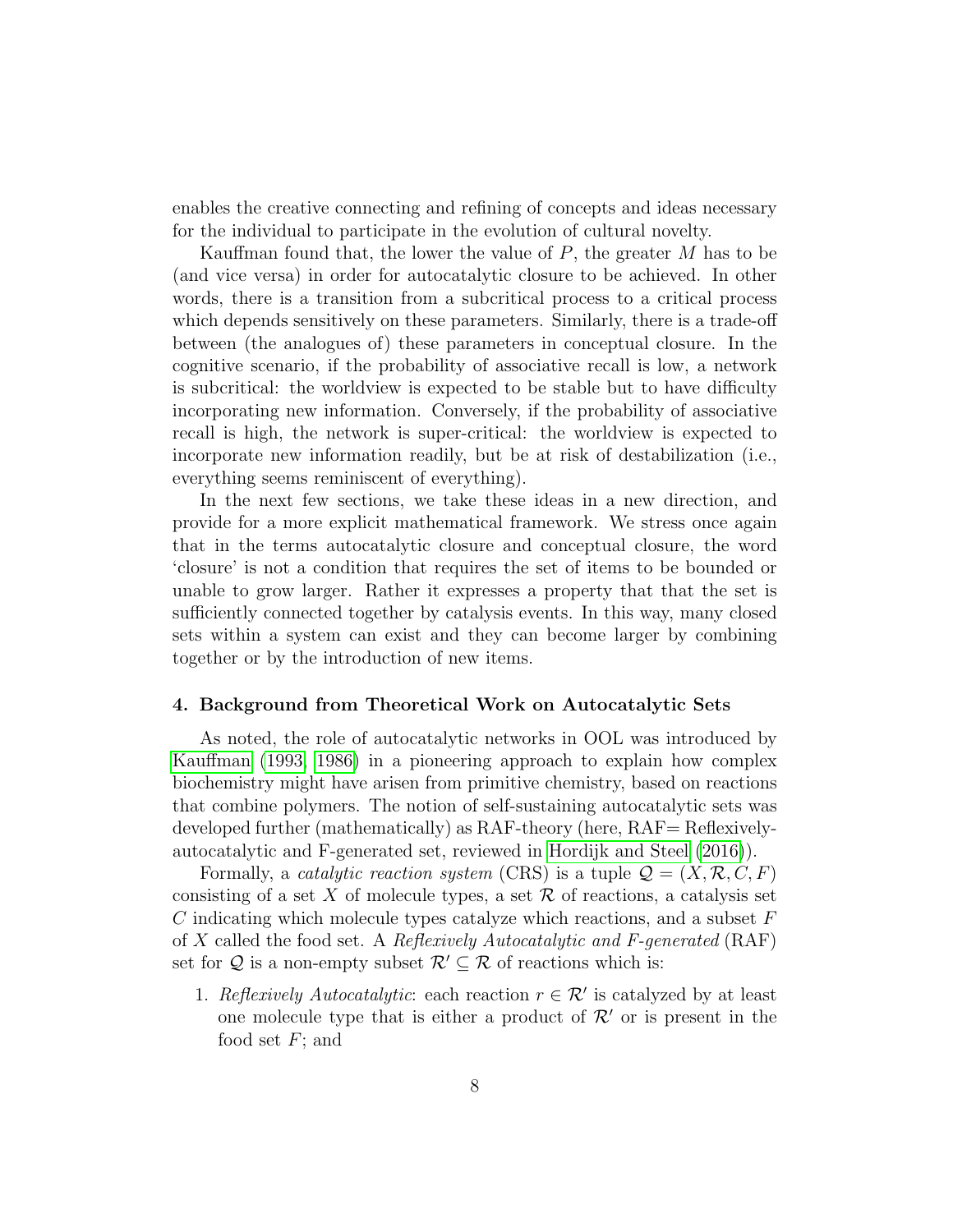enables the creative connecting and refining of concepts and ideas necessary for the individual to participate in the evolution of cultural novelty.

Kauffman found that, the lower the value of $P$, the greater $M$ has to be (and vice versa) in order for autocatalytic closure to be achieved. In other words, there is a transition from a subcritical process to a critical process which depends sensitively on these parameters. Similarly, there is a trade-off between (the analogues of) these parameters in conceptual closure. In the cognitive scenario, if the probability of associative recall is low, a network is subcritical: the worldview is expected to be stable but to have difficulty incorporating new information. Conversely, if the probability of associative recall is high, the network is super-critical: the worldview is expected to incorporate new information readily, but be at risk of destabilization (i.e., everything seems reminiscent of everything).

In the next few sections, we take these ideas in a new direction, and provide for a more explicit mathematical framework. We stress once again that in the terms autocatalytic closure and conceptual closure, the word 'closure' is not a condition that requires the set of items to be bounded or unable to grow larger. Rather it expresses a property that that the set is sufficiently connected together by catalysis events. In this way, many closed sets within a system can exist and they can become larger by combining together or by the introduction of new items.

## 4. Background from Theoretical Work on Autocatalytic Sets

As noted, the role of autocatalytic networks in OOL was introduced by Kauffman (1993, 1986) in a pioneering approach to explain how complex biochemistry might have arisen from primitive chemistry, based on reactions that combine polymers. The notion of self-sustaining autocatalytic sets was developed further (mathematically) as RAF-theory (here, RAF= Reflexively-autocatalytic and F-generated set, reviewed in Hordijk and Steel (2016)).

Formally, a *catalytic reaction system* (CRS) is a tuple $\mathcal{Q} = (X, \mathcal{R}, C, F)$ consisting of a set $X$ of molecule types, a set $\mathcal{R}$ of reactions, a catalysis set $C$ indicating which molecule types catalyze which reactions, and a subset $F$ of $X$ called the food set. A *Reflexively Autocatalytic and F-generated* (RAF) set for $\mathcal{Q}$ is a non-empty subset $\mathcal{R}' \subseteq \mathcal{R}$ of reactions which is:

1. *Reflexively Autocatalytic*: each reaction $r \in \mathcal{R}'$ is catalyzed by at least one molecule type that is either a product of $\mathcal{R}'$ or is present in the food set $F$; and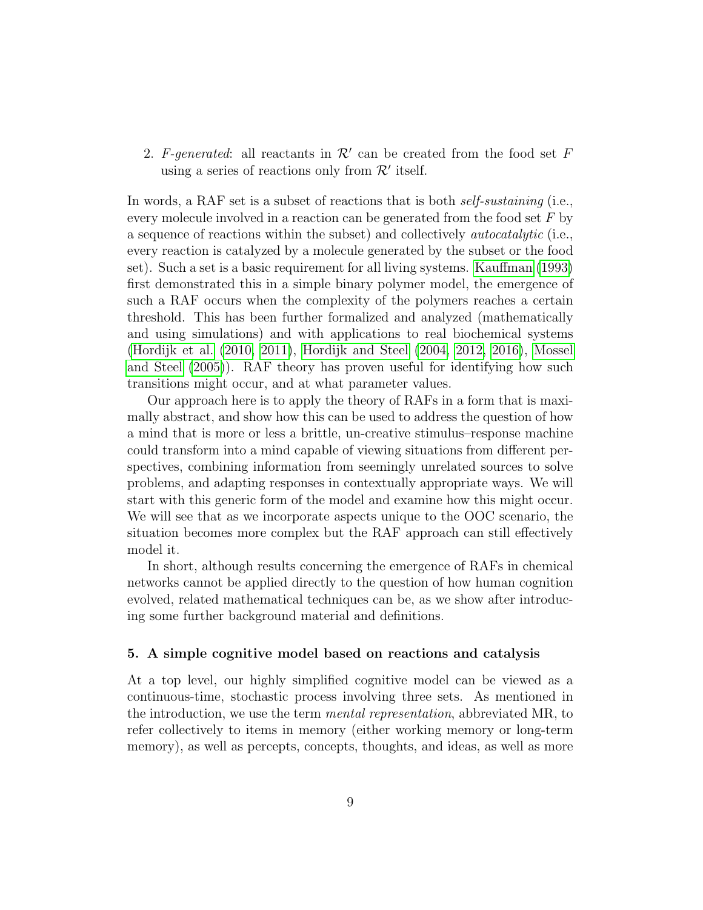2. *F-generated*: all reactants in $\mathcal{R}'$ can be created from the food set $F$ using a series of reactions only from $\mathcal{R}'$ itself.

In words, a RAF set is a subset of reactions that is both *self-sustaining* (i.e., every molecule involved in a reaction can be generated from the food set $F$ by a sequence of reactions within the subset) and collectively *autocatalytic* (i.e., every reaction is catalyzed by a molecule generated by the subset or the food set). Such a set is a basic requirement for all living systems. Kauffman (1993) first demonstrated this in a simple binary polymer model, the emergence of such a RAF occurs when the complexity of the polymers reaches a certain threshold. This has been further formalized and analyzed (mathematically and using simulations) and with applications to real biochemical systems (Hordijk et al. (2010, 2011), Hordijk and Steel (2004, 2012, 2016), Mossel and Steel (2005)). RAF theory has proven useful for identifying how such transitions might occur, and at what parameter values.

Our approach here is to apply the theory of RAFs in a form that is maximally abstract, and show how this can be used to address the question of how a mind that is more or less a brittle, un-creative stimulus–response machine could transform into a mind capable of viewing situations from different perspectives, combining information from seemingly unrelated sources to solve problems, and adapting responses in contextually appropriate ways. We will start with this generic form of the model and examine how this might occur. We will see that as we incorporate aspects unique to the OOC scenario, the situation becomes more complex but the RAF approach can still effectively model it.

In short, although results concerning the emergence of RAFs in chemical networks cannot be applied directly to the question of how human cognition evolved, related mathematical techniques can be, as we show after introducing some further background material and definitions.

## 5. A simple cognitive model based on reactions and catalysis

At a top level, our highly simplified cognitive model can be viewed as a continuous-time, stochastic process involving three sets. As mentioned in the introduction, we use the term *mental representation*, abbreviated MR, to refer collectively to items in memory (either working memory or long-term memory), as well as percepts, concepts, thoughts, and ideas, as well as more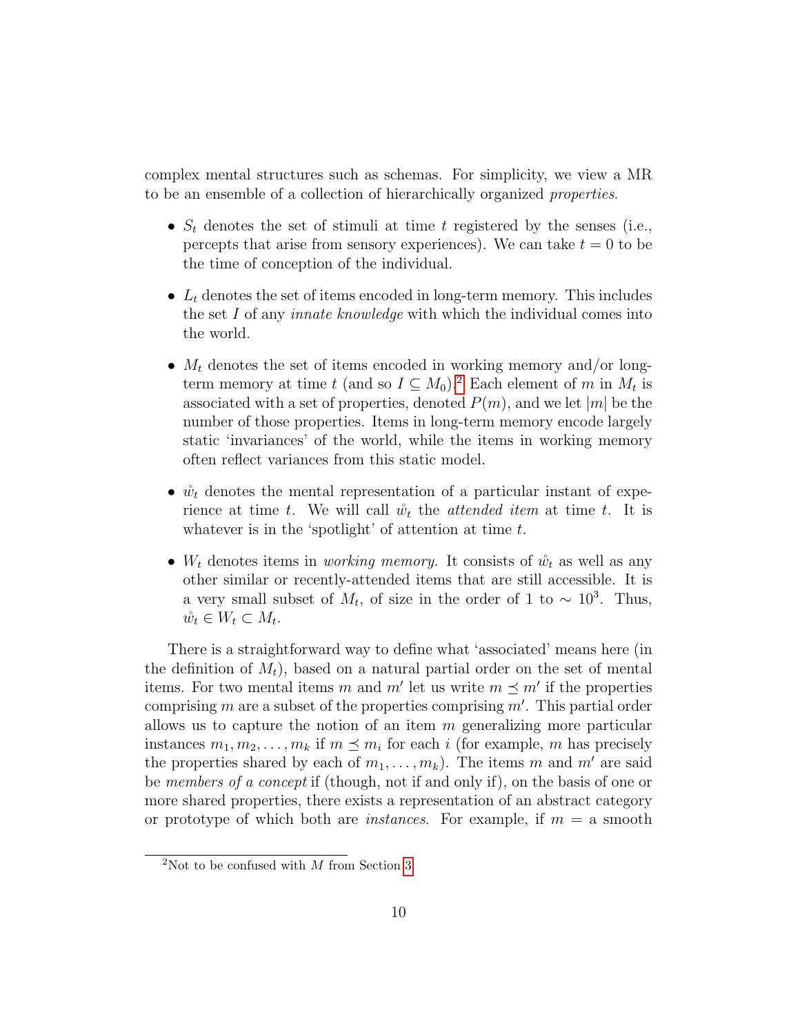complex mental structures such as schemas. For simplicity, we view a MR to be an ensemble of a collection of hierarchically organized *properties*.

- $S_t$ denotes the set of stimuli at time $t$ registered by the senses (i.e., percepts that arise from sensory experiences). We can take $t = 0$ to be the time of conception of the individual.

- $L_t$ denotes the set of items encoded in long-term memory. This includes the set $I$ of any *innate knowledge* with which the individual comes into the world.

- $M_t$ denotes the set of items encoded in working memory and/or long-term memory at time $t$ (and so $I \subseteq M_0$).[2] Each element of $m$ in $M_t$ is associated with a set of properties, denoted $P(m)$, and we let $|m|$ be the number of those properties. Items in long-term memory encode largely static 'invariances' of the world, while the items in working memory often reflect variances from this static model.

- $\mathring{w}_t$ denotes the mental representation of a particular instant of experience at time $t$. We will call $\mathring{w}_t$ the *attended item* at time $t$. It is whatever is in the 'spotlight' of attention at time $t$.

- $W_t$ denotes items in *working memory*. It consists of $\mathring{w}_t$ as well as any other similar or recently-attended items that are still accessible. It is a very small subset of $M_t$, of size in the order of 1 to $\sim 10^3$. Thus, $\mathring{w}_t \in W_t \subset M_t$.

There is a straightforward way to define what 'associated' means here (in the definition of $M_t$), based on a natural partial order on the set of mental items. For two mental items $m$ and $m'$ let us write $m \preceq m'$ if the properties comprising $m$ are a subset of the properties comprising $m'$. This partial order allows us to capture the notion of an item $m$ generalizing more particular instances $m_1, m_2, \ldots, m_k$ if $m \preceq m_i$ for each $i$ (for example, $m$ has precisely the properties shared by each of $m_1, \ldots, m_k$). The items $m$ and $m'$ are said be *members of a concept* if (though, not if and only if), on the basis of one or more shared properties, there exists a representation of an abstract category or prototype of which both are *instances*. For example, if $m$ = a smooth

[2] Not to be confused with $M$ from Section 3.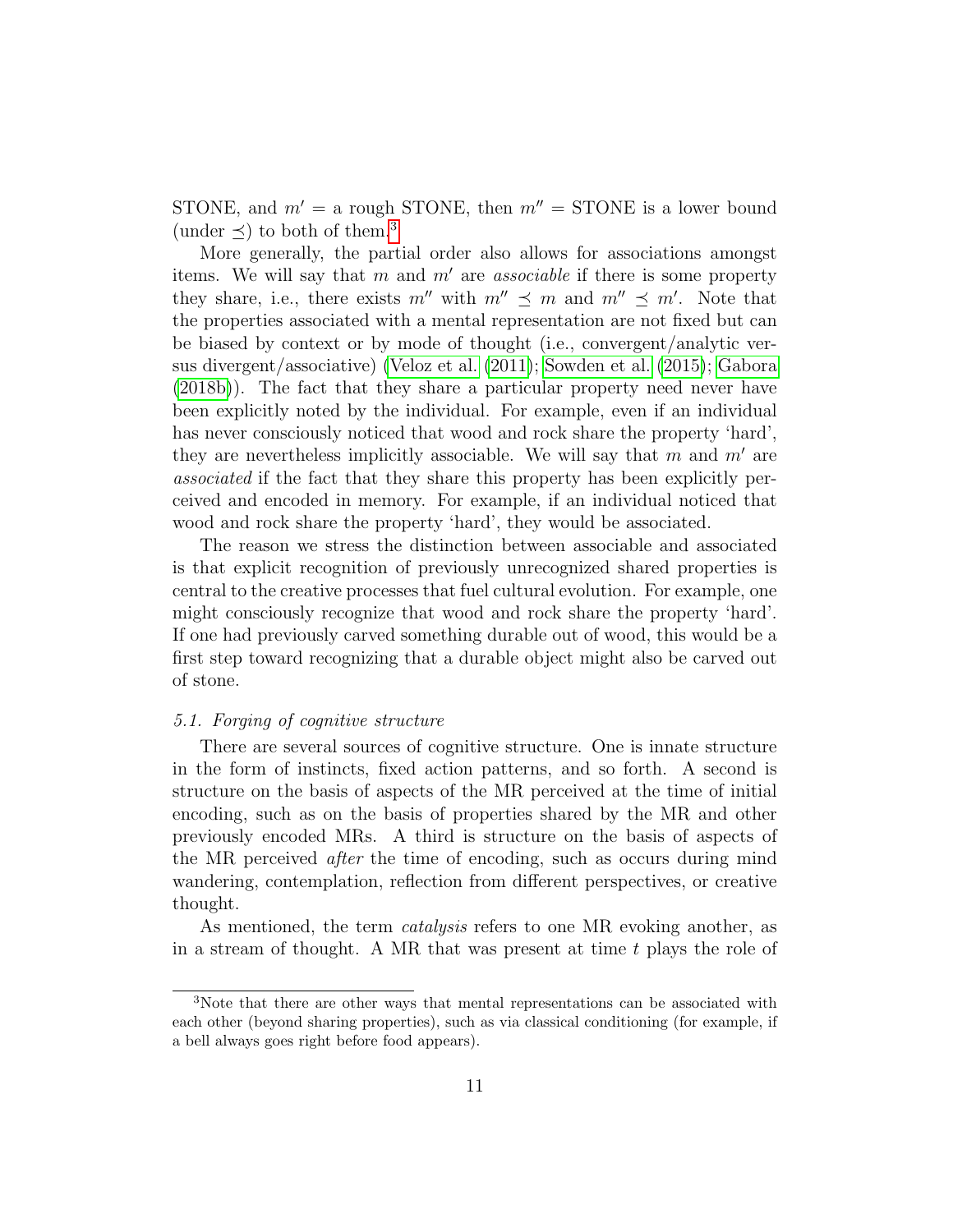STONE, and $m'$ = a rough STONE, then $m''$ = STONE is a lower bound (under $\preceq$) to both of them.[3]

More generally, the partial order also allows for associations amongst items. We will say that $m$ and $m'$ are *associable* if there is some property they share, i.e., there exists $m''$ with $m'' \preceq m$ and $m'' \preceq m'$. Note that the properties associated with a mental representation are not fixed but can be biased by context or by mode of thought (i.e., convergent/analytic versus divergent/associative) (Veloz et al. (2011); Sowden et al. (2015); Gabora (2018b)). The fact that they share a particular property need never have been explicitly noted by the individual. For example, even if an individual has never consciously noticed that wood and rock share the property 'hard', they are nevertheless implicitly associable. We will say that $m$ and $m'$ are *associated* if the fact that they share this property has been explicitly perceived and encoded in memory. For example, if an individual noticed that wood and rock share the property 'hard', they would be associated.

The reason we stress the distinction between associable and associated is that explicit recognition of previously unrecognized shared properties is central to the creative processes that fuel cultural evolution. For example, one might consciously recognize that wood and rock share the property 'hard'. If one had previously carved something durable out of wood, this would be a first step toward recognizing that a durable object might also be carved out of stone.

### *5.1. Forging of cognitive structure*

There are several sources of cognitive structure. One is innate structure in the form of instincts, fixed action patterns, and so forth. A second is structure on the basis of aspects of the MR perceived at the time of initial encoding, such as on the basis of properties shared by the MR and other previously encoded MRs. A third is structure on the basis of aspects of the MR perceived *after* the time of encoding, such as occurs during mind wandering, contemplation, reflection from different perspectives, or creative thought.

As mentioned, the term *catalysis* refers to one MR evoking another, as in a stream of thought. A MR that was present at time $t$ plays the role of

[3] Note that there are other ways that mental representations can be associated with each other (beyond sharing properties), such as via classical conditioning (for example, if a bell always goes right before food appears).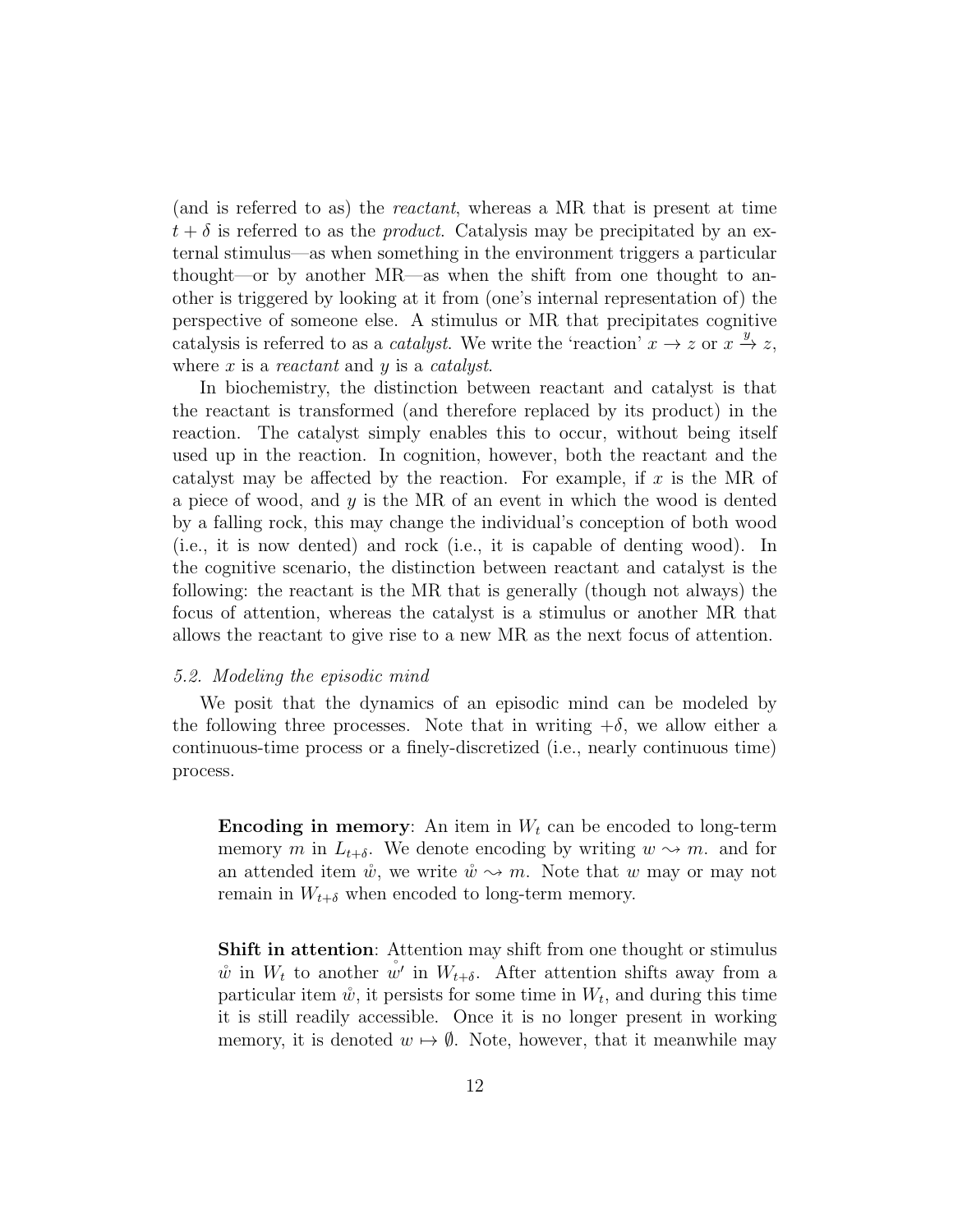(and is referred to as) the *reactant*, whereas a MR that is present at time $t + \delta$ is referred to as the *product*. Catalysis may be precipitated by an external stimulus—as when something in the environment triggers a particular thought—or by another MR—as when the shift from one thought to another is triggered by looking at it from (one's internal representation of) the perspective of someone else. A stimulus or MR that precipitates cognitive catalysis is referred to as a *catalyst*. We write the 'reaction' $x \rightarrow z$ or $x \xrightarrow{y} z$, where $x$ is a *reactant* and $y$ is a *catalyst*.

In biochemistry, the distinction between reactant and catalyst is that the reactant is transformed (and therefore replaced by its product) in the reaction. The catalyst simply enables this to occur, without being itself used up in the reaction. In cognition, however, both the reactant and the catalyst may be affected by the reaction. For example, if $x$ is the MR of a piece of wood, and $y$ is the MR of an event in which the wood is dented by a falling rock, this may change the individual's conception of both wood (i.e., it is now dented) and rock (i.e., it is capable of denting wood). In the cognitive scenario, the distinction between reactant and catalyst is the following: the reactant is the MR that is generally (though not always) the focus of attention, whereas the catalyst is a stimulus or another MR that allows the reactant to give rise to a new MR as the next focus of attention.

### *5.2. Modeling the episodic mind*

We posit that the dynamics of an episodic mind can be modeled by the following three processes. Note that in writing $+\delta$, we allow either a continuous-time process or a finely-discretized (i.e., nearly continuous time) process.

> **Encoding in memory**: An item in $W_t$ can be encoded to long-term memory $m$ in $L_{t+\delta}$. We denote encoding by writing $w \rightsquigarrow m$. and for an attended item $\mathring{w}$, we write $\mathring{w} \rightsquigarrow m$. Note that $w$ may or may not remain in $W_{t+\delta}$ when encoded to long-term memory.

> **Shift in attention**: Attention may shift from one thought or stimulus $\mathring{w}$ in $W_t$ to another $\mathring{w}'$ in $W_{t+\delta}$. After attention shifts away from a particular item $\mathring{w}$, it persists for some time in $W_t$, and during this time it is still readily accessible. Once it is no longer present in working memory, it is denoted $w \mapsto \emptyset$. Note, however, that it meanwhile may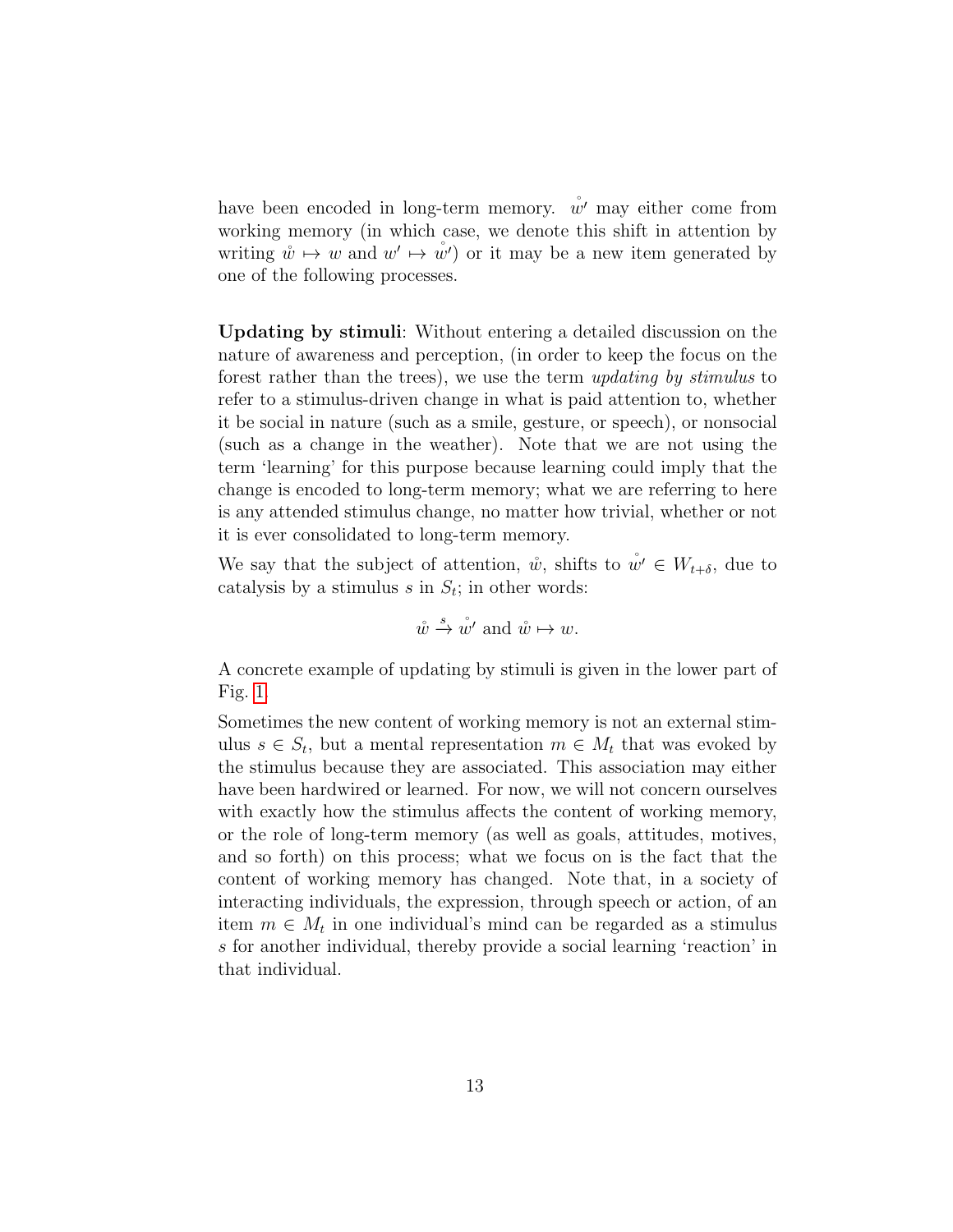have been encoded in long-term memory. $\mathring{w}'$ may either come from working memory (in which case, we denote this shift in attention by writing $\mathring{w} \mapsto w$ and $w' \mapsto \mathring{w}'$) or it may be a new item generated by one of the following processes.

**Updating by stimuli**: Without entering a detailed discussion on the nature of awareness and perception, (in order to keep the focus on the forest rather than the trees), we use the term *updating by stimulus* to refer to a stimulus-driven change in what is paid attention to, whether it be social in nature (such as a smile, gesture, or speech), or nonsocial (such as a change in the weather). Note that we are not using the term 'learning' for this purpose because learning could imply that the change is encoded to long-term memory; what we are referring to here is any attended stimulus change, no matter how trivial, whether or not it is ever consolidated to long-term memory.

We say that the subject of attention, $\mathring{w}$, shifts to $\mathring{w}' \in W_{t+\delta}$, due to catalysis by a stimulus $s$ in $S_t$; in other words:

$$\mathring{w} \xrightarrow{s} \mathring{w}' \text{ and } \mathring{w} \mapsto w.$$

A concrete example of updating by stimuli is given in the lower part of Fig. 1.

Sometimes the new content of working memory is not an external stimulus $s \in S_t$, but a mental representation $m \in M_t$ that was evoked by the stimulus because they are associated. This association may either have been hardwired or learned. For now, we will not concern ourselves with exactly how the stimulus affects the content of working memory, or the role of long-term memory (as well as goals, attitudes, motives, and so forth) on this process; what we focus on is the fact that the content of working memory has changed. Note that, in a society of interacting individuals, the expression, through speech or action, of an item $m \in M_t$ in one individual's mind can be regarded as a stimulus $s$ for another individual, thereby provide a social learning 'reaction' in that individual.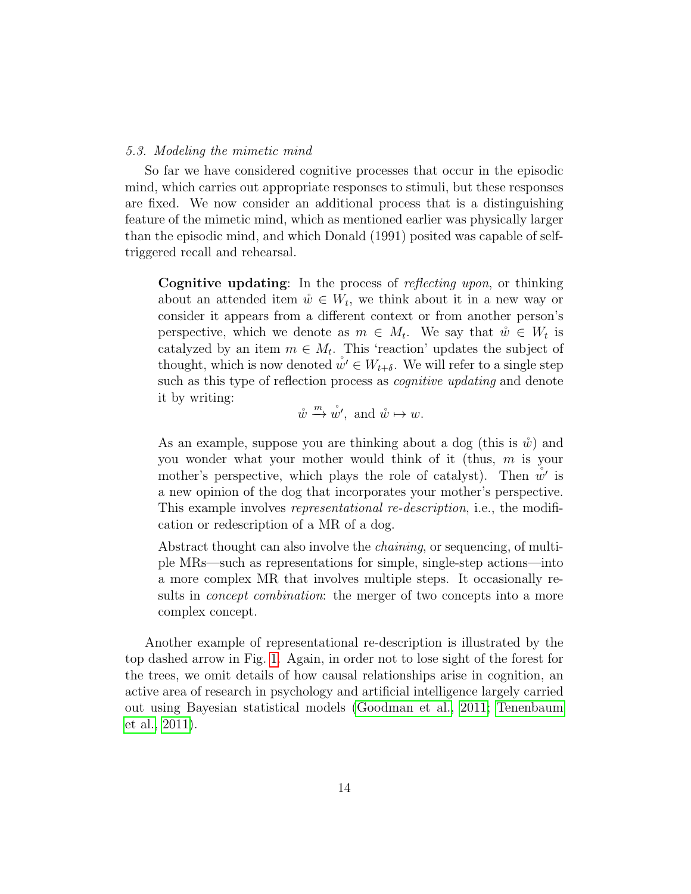### 5.3. Modeling the mimetic mind

So far we have considered cognitive processes that occur in the episodic mind, which carries out appropriate responses to stimuli, but these responses are fixed. We now consider an additional process that is a distinguishing feature of the mimetic mind, which as mentioned earlier was physically larger than the episodic mind, and which Donald (1991) posited was capable of self-triggered recall and rehearsal.

> **Cognitive updating**: In the process of *reflecting upon*, or thinking about an attended item $\mathring{w} \in W_t$, we think about it in a new way or consider it appears from a different context or from another person's perspective, which we denote as $m \in M_t$. We say that $\mathring{w} \in W_t$ is catalyzed by an item $m \in M_t$. This 'reaction' updates the subject of thought, which is now denoted $\mathring{w}' \in W_{t+\delta}$. We will refer to a single step such as this type of reflection process as *cognitive updating* and denote it by writing:
>
> $$\mathring{w} \xrightarrow{m} \mathring{w}', \text{ and } \mathring{w} \mapsto w.$$
>
> As an example, suppose you are thinking about a dog (this is $\mathring{w}$) and you wonder what your mother would think of it (thus, $m$ is your mother's perspective, which plays the role of catalyst). Then $\mathring{w}'$ is a new opinion of the dog that incorporates your mother's perspective. This example involves *representational re-description*, i.e., the modification or redescription of a MR of a dog.
>
> Abstract thought can also involve the *chaining*, or sequencing, of multiple MRs—such as representations for simple, single-step actions—into a more complex MR that involves multiple steps. It occasionally results in *concept combination*: the merger of two concepts into a more complex concept.

Another example of representational re-description is illustrated by the top dashed arrow in Fig. 1. Again, in order not to lose sight of the forest for the trees, we omit details of how causal relationships arise in cognition, an active area of research in psychology and artificial intelligence largely carried out using Bayesian statistical models (Goodman et al., 2011; Tenenbaum et al., 2011).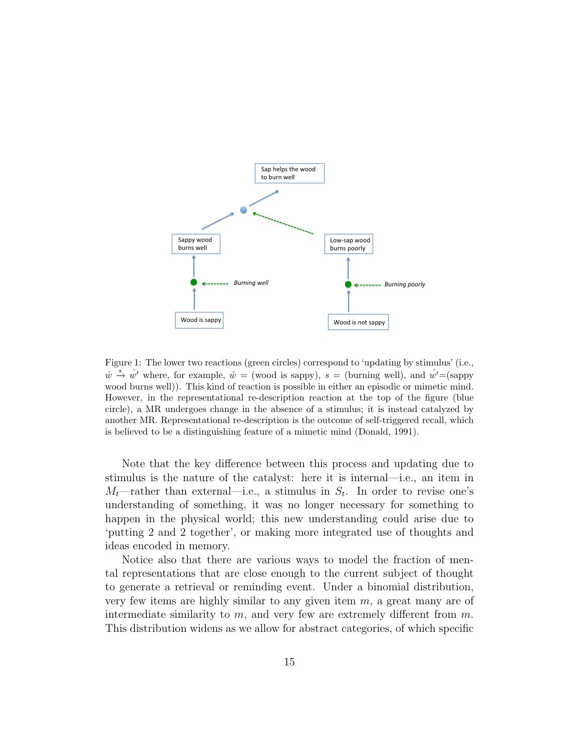Figure 1: The lower two reactions (green circles) correspond to 'updating by stimulus' (i.e., $\mathring{w} \xrightarrow{s} \mathring{w}'$ where, for example, $\mathring{w}$ = (wood is sappy), $s$ = (burning well), and $\mathring{w}'$=(sappy wood burns well)). This kind of reaction is possible in either an episodic or mimetic mind. However, in the representational re-description reaction at the top of the figure (blue circle), a MR undergoes change in the absence of a stimulus; it is instead catalyzed by another MR. Representational re-description is the outcome of self-triggered recall, which is believed to be a distinguishing feature of a mimetic mind (Donald, 1991).

Note that the key difference between this process and updating due to stimulus is the nature of the catalyst: here it is internal—i.e., an item in $M_t$—rather than external—i.e., a stimulus in $S_t$. In order to revise one's understanding of something, it was no longer necessary for something to happen in the physical world; this new understanding could arise due to 'putting 2 and 2 together', or making more integrated use of thoughts and ideas encoded in memory.

Notice also that there are various ways to model the fraction of mental representations that are close enough to the current subject of thought to generate a retrieval or reminding event. Under a binomial distribution, very few items are highly similar to any given item $m$, a great many are of intermediate similarity to $m$, and very few are extremely different from $m$. This distribution widens as we allow for abstract categories, of which specific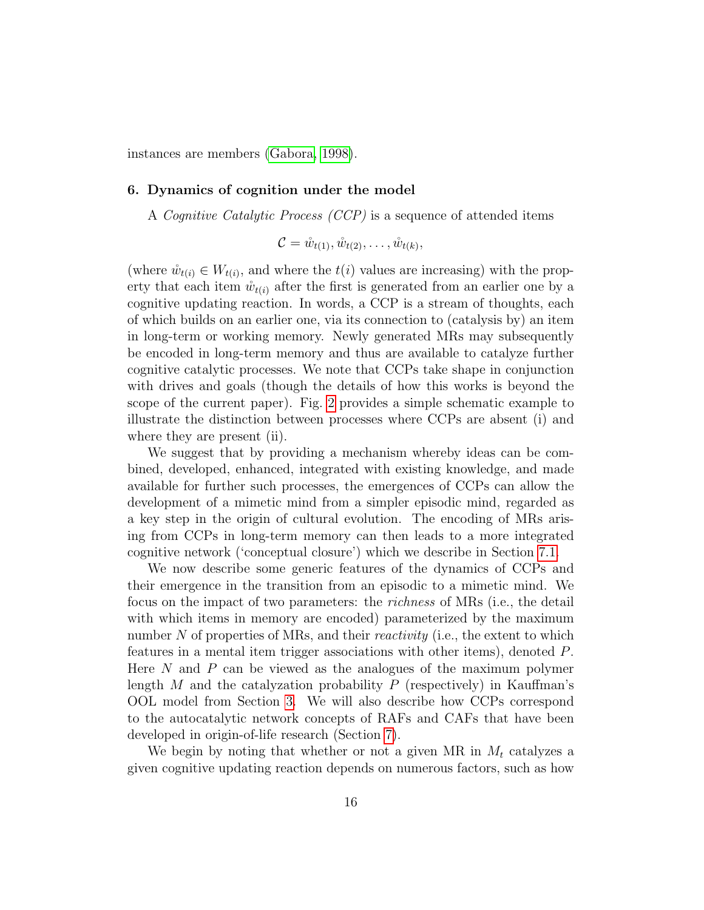instances are members (Gabora, 1998).

## 6. Dynamics of cognition under the model

A *Cognitive Catalytic Process (CCP)* is a sequence of attended items

$$\mathcal{C} = \mathring{w}_{t(1)}, \mathring{w}_{t(2)}, \ldots, \mathring{w}_{t(k)},$$

(where $\mathring{w}_{t(i)} \in W_{t(i)}$, and where the $t(i)$ values are increasing) with the property that each item $\mathring{w}_{t(i)}$ after the first is generated from an earlier one by a cognitive updating reaction. In words, a CCP is a stream of thoughts, each of which builds on an earlier one, via its connection to (catalysis by) an item in long-term or working memory. Newly generated MRs may subsequently be encoded in long-term memory and thus are available to catalyze further cognitive catalytic processes. We note that CCPs take shape in conjunction with drives and goals (though the details of how this works is beyond the scope of the current paper). Fig. 2 provides a simple schematic example to illustrate the distinction between processes where CCPs are absent (i) and where they are present (ii).

We suggest that by providing a mechanism whereby ideas can be combined, developed, enhanced, integrated with existing knowledge, and made available for further such processes, the emergences of CCPs can allow the development of a mimetic mind from a simpler episodic mind, regarded as a key step in the origin of cultural evolution. The encoding of MRs arising from CCPs in long-term memory can then leads to a more integrated cognitive network ('conceptual closure') which we describe in Section 7.1.

We now describe some generic features of the dynamics of CCPs and their emergence in the transition from an episodic to a mimetic mind. We focus on the impact of two parameters: the *richness* of MRs (i.e., the detail with which items in memory are encoded) parameterized by the maximum number $N$ of properties of MRs, and their *reactivity* (i.e., the extent to which features in a mental item trigger associations with other items), denoted $P$. Here $N$ and $P$ can be viewed as the analogues of the maximum polymer length $M$ and the catalyzation probability $P$ (respectively) in Kauffman's OOL model from Section 3. We will also describe how CCPs correspond to the autocatalytic network concepts of RAFs and CAFs that have been developed in origin-of-life research (Section 7).

We begin by noting that whether or not a given MR in $M_t$ catalyzes a given cognitive updating reaction depends on numerous factors, such as how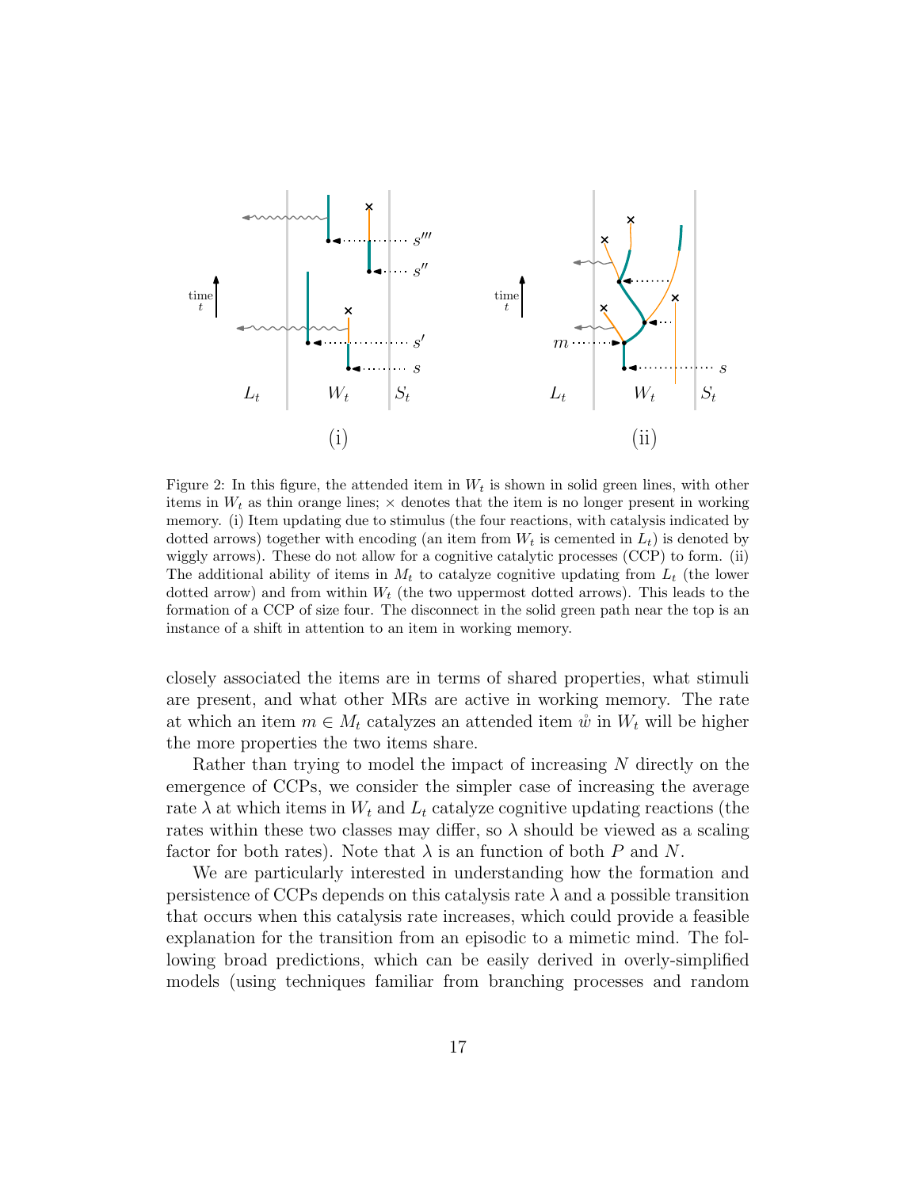Figure 2: In this figure, the attended item in $W_t$ is shown in solid green lines, with other items in $W_t$ as thin orange lines; $\times$ denotes that the item is no longer present in working memory. (i) Item updating due to stimulus (the four reactions, with catalysis indicated by dotted arrows) together with encoding (an item from $W_t$ is cemented in $L_t$) is denoted by wiggly arrows). These do not allow for a cognitive catalytic processes (CCP) to form. (ii) The additional ability of items in $M_t$ to catalyze cognitive updating from $L_t$ (the lower dotted arrow) and from within $W_t$ (the two uppermost dotted arrows). This leads to the formation of a CCP of size four. The disconnect in the solid green path near the top is an instance of a shift in attention to an item in working memory.

closely associated the items are in terms of shared properties, what stimuli are present, and what other MRs are active in working memory. The rate at which an item $m \in M_t$ catalyzes an attended item $\mathring{w}$ in $W_t$ will be higher the more properties the two items share.

Rather than trying to model the impact of increasing $N$ directly on the emergence of CCPs, we consider the simpler case of increasing the average rate $\lambda$ at which items in $W_t$ and $L_t$ catalyze cognitive updating reactions (the rates within these two classes may differ, so $\lambda$ should be viewed as a scaling factor for both rates). Note that $\lambda$ is an function of both $P$ and $N$.

We are particularly interested in understanding how the formation and persistence of CCPs depends on this catalysis rate $\lambda$ and a possible transition that occurs when this catalysis rate increases, which could provide a feasible explanation for the transition from an episodic to a mimetic mind. The following broad predictions, which can be easily derived in overly-simplified models (using techniques familiar from branching processes and random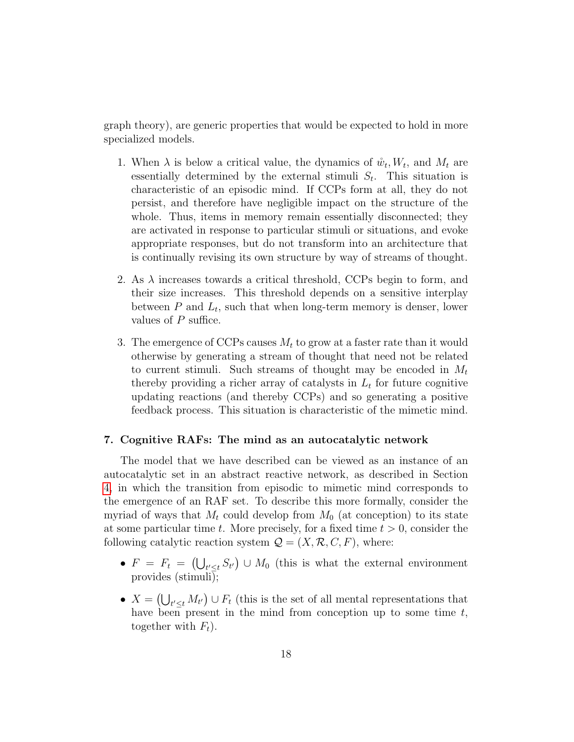graph theory), are generic properties that would be expected to hold in more specialized models.

1. When $\lambda$ is below a critical value, the dynamics of $\mathring{w}_t, W_t$, and $M_t$ are essentially determined by the external stimuli $S_t$. This situation is characteristic of an episodic mind. If CCPs form at all, they do not persist, and therefore have negligible impact on the structure of the whole. Thus, items in memory remain essentially disconnected; they are activated in response to particular stimuli or situations, and evoke appropriate responses, but do not transform into an architecture that is continually revising its own structure by way of streams of thought.

2. As $\lambda$ increases towards a critical threshold, CCPs begin to form, and their size increases. This threshold depends on a sensitive interplay between $P$ and $L_t$, such that when long-term memory is denser, lower values of $P$ suffice.

3. The emergence of CCPs causes $M_t$ to grow at a faster rate than it would otherwise by generating a stream of thought that need not be related to current stimuli. Such streams of thought may be encoded in $M_t$ thereby providing a richer array of catalysts in $L_t$ for future cognitive updating reactions (and thereby CCPs) and so generating a positive feedback process. This situation is characteristic of the mimetic mind.

## 7. Cognitive RAFs: The mind as an autocatalytic network

The model that we have described can be viewed as an instance of an autocatalytic set in an abstract reactive network, as described in Section 4, in which the transition from episodic to mimetic mind corresponds to the emergence of an RAF set. To describe this more formally, consider the myriad of ways that $M_t$ could develop from $M_0$ (at conception) to its state at some particular time $t$. More precisely, for a fixed time $t > 0$, consider the following catalytic reaction system $\mathcal{Q} = (X, \mathcal{R}, C, F)$, where:

- $F = F_t = \left(\bigcup_{t' \leq t} S_{t'}\right) \cup M_0$ (this is what the external environment provides (stimuli);
- $X = \left(\bigcup_{t' \leq t} M_{t'}\right) \cup F_t$ (this is the set of all mental representations that have been present in the mind from conception up to some time $t$, together with $F_t$).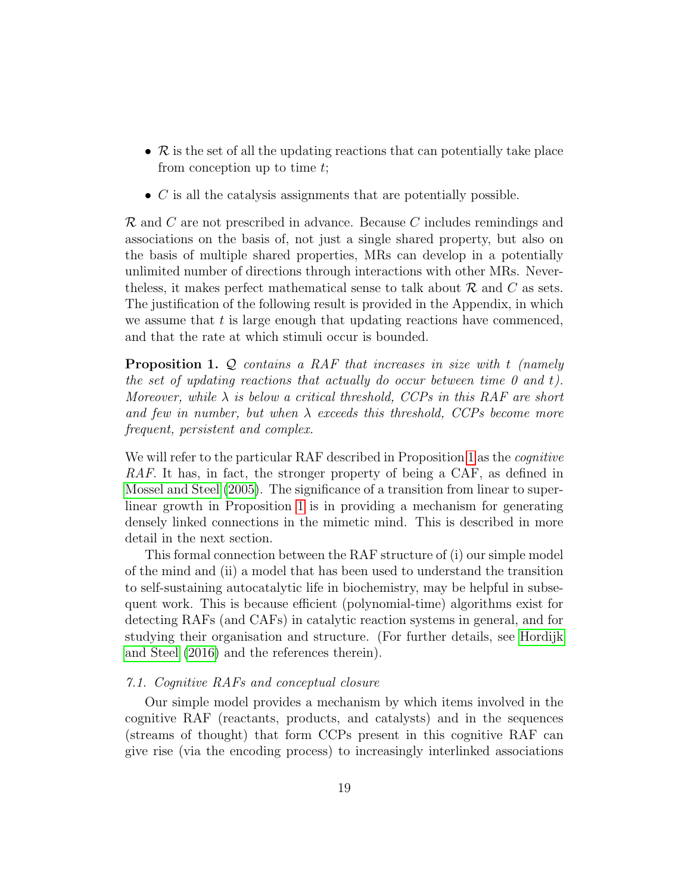- $\mathcal{R}$ is the set of all the updating reactions that can potentially take place from conception up to time $t$;
- $C$ is all the catalysis assignments that are potentially possible.

$\mathcal{R}$ and $C$ are not prescribed in advance. Because $C$ includes remindings and associations on the basis of, not just a single shared property, but also on the basis of multiple shared properties, MRs can develop in a potentially unlimited number of directions through interactions with other MRs. Nevertheless, it makes perfect mathematical sense to talk about $\mathcal{R}$ and $C$ as sets. The justification of the following result is provided in the Appendix, in which we assume that $t$ is large enough that updating reactions have commenced, and that the rate at which stimuli occur is bounded.

**Proposition 1.** *$\mathcal{Q}$ contains a RAF that increases in size with $t$ (namely the set of updating reactions that actually do occur between time 0 and $t$). Moreover, while $\lambda$ is below a critical threshold, CCPs in this RAF are short and few in number, but when $\lambda$ exceeds this threshold, CCPs become more frequent, persistent and complex.*

We will refer to the particular RAF described in Proposition 1 as the *cognitive RAF*. It has, in fact, the stronger property of being a CAF, as defined in Mossel and Steel (2005). The significance of a transition from linear to superlinear growth in Proposition 1 is in providing a mechanism for generating densely linked connections in the mimetic mind. This is described in more detail in the next section.

This formal connection between the RAF structure of (i) our simple model of the mind and (ii) a model that has been used to understand the transition to self-sustaining autocatalytic life in biochemistry, may be helpful in subsequent work. This is because efficient (polynomial-time) algorithms exist for detecting RAFs (and CAFs) in catalytic reaction systems in general, and for studying their organisation and structure. (For further details, see Hordijk and Steel (2016) and the references therein).

### *7.1. Cognitive RAFs and conceptual closure*

Our simple model provides a mechanism by which items involved in the cognitive RAF (reactants, products, and catalysts) and in the sequences (streams of thought) that form CCPs present in this cognitive RAF can give rise (via the encoding process) to increasingly interlinked associations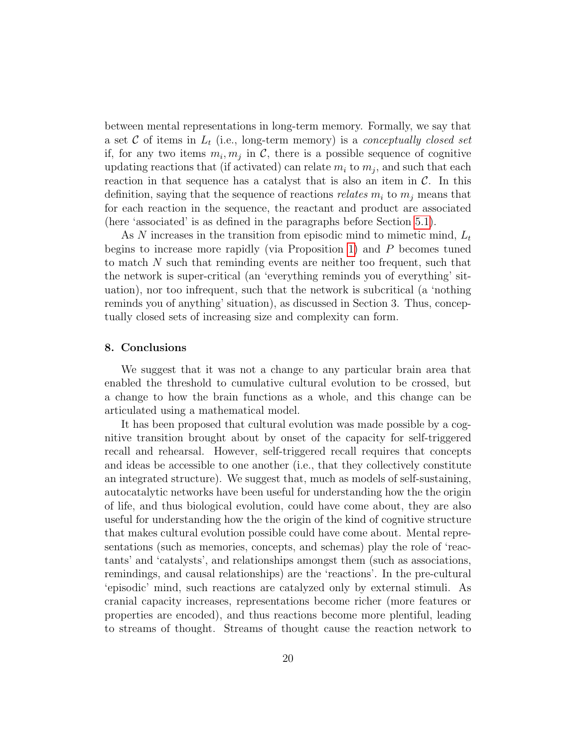between mental representations in long-term memory. Formally, we say that a set $\mathcal{C}$ of items in $L_t$ (i.e., long-term memory) is a *conceptually closed set* if, for any two items $m_i, m_j$ in $\mathcal{C}$, there is a possible sequence of cognitive updating reactions that (if activated) can relate $m_i$ to $m_j$, and such that each reaction in that sequence has a catalyst that is also an item in $\mathcal{C}$. In this definition, saying that the sequence of reactions *relates* $m_i$ to $m_j$ means that for each reaction in the sequence, the reactant and product are associated (here 'associated' is as defined in the paragraphs before Section 5.1).

As $N$ increases in the transition from episodic mind to mimetic mind, $L_t$ begins to increase more rapidly (via Proposition 1) and $P$ becomes tuned to match $N$ such that reminding events are neither too frequent, such that the network is super-critical (an 'everything reminds you of everything' situation), nor too infrequent, such that the network is subcritical (a 'nothing reminds you of anything' situation), as discussed in Section 3. Thus, conceptually closed sets of increasing size and complexity can form.

## 8. Conclusions

We suggest that it was not a change to any particular brain area that enabled the threshold to cumulative cultural evolution to be crossed, but a change to how the brain functions as a whole, and this change can be articulated using a mathematical model.

It has been proposed that cultural evolution was made possible by a cognitive transition brought about by onset of the capacity for self-triggered recall and rehearsal. However, self-triggered recall requires that concepts and ideas be accessible to one another (i.e., that they collectively constitute an integrated structure). We suggest that, much as models of self-sustaining, autocatalytic networks have been useful for understanding how the the origin of life, and thus biological evolution, could have come about, they are also useful for understanding how the the origin of the kind of cognitive structure that makes cultural evolution possible could have come about. Mental representations (such as memories, concepts, and schemas) play the role of 'reactants' and 'catalysts', and relationships amongst them (such as associations, remindings, and causal relationships) are the 'reactions'. In the pre-cultural 'episodic' mind, such reactions are catalyzed only by external stimuli. As cranial capacity increases, representations become richer (more features or properties are encoded), and thus reactions become more plentiful, leading to streams of thought. Streams of thought cause the reaction network to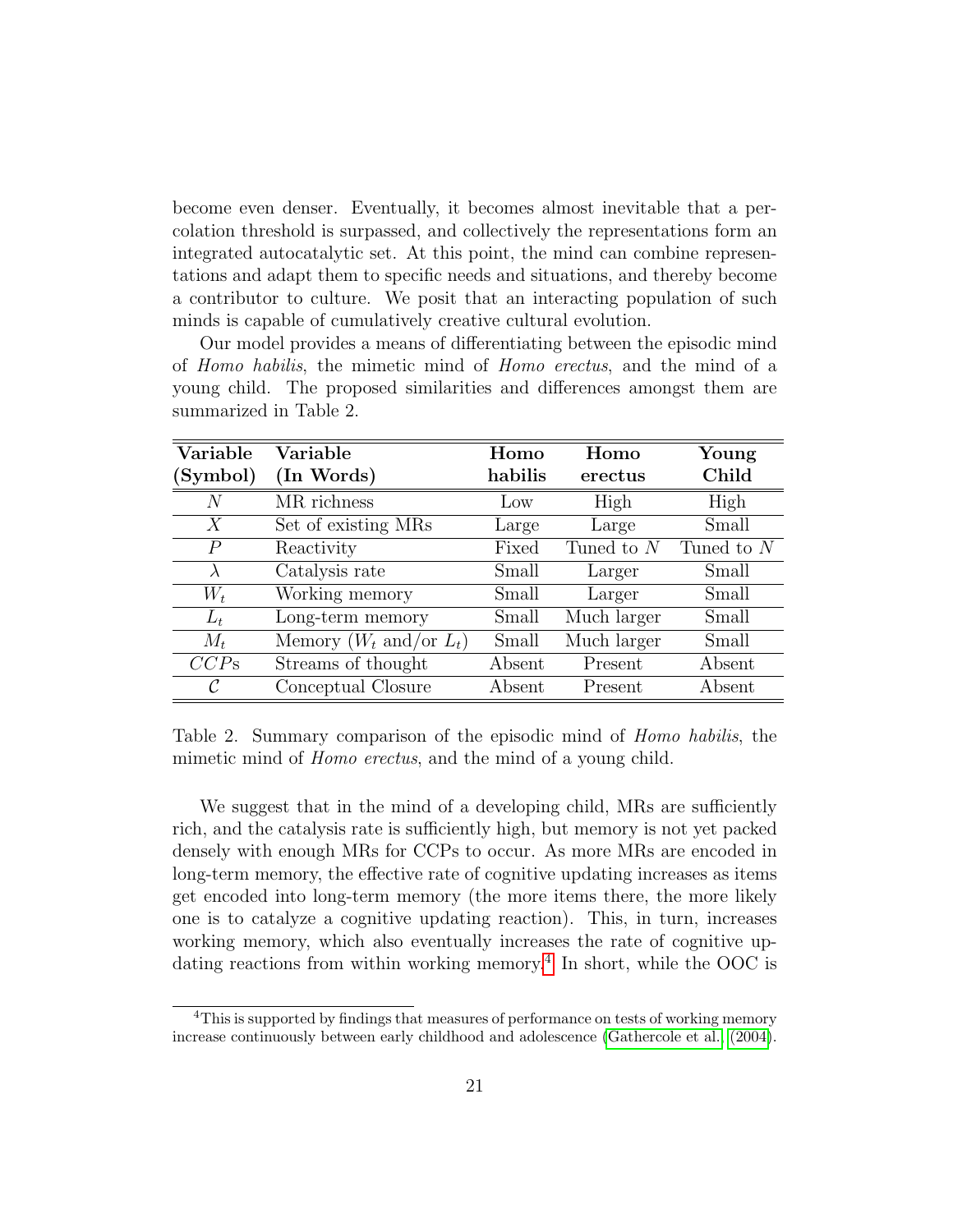become even denser. Eventually, it becomes almost inevitable that a percolation threshold is surpassed, and collectively the representations form an integrated autocatalytic set. At this point, the mind can combine representations and adapt them to specific needs and situations, and thereby become a contributor to culture. We posit that an interacting population of such minds is capable of cumulatively creative cultural evolution.

Our model provides a means of differentiating between the episodic mind of *Homo habilis*, the mimetic mind of *Homo erectus*, and the mind of a young child. The proposed similarities and differences amongst them are summarized in Table 2.

| **Variable (Symbol)** | **Variable (In Words)** | **Homo habilis** | **Homo erectus** | **Young Child** |
|---|---|---|---|---|
| $N$ | MR richness | Low | High | High |
| $X$ | Set of existing MRs | Large | Large | Small |
| $P$ | Reactivity | Fixed | Tuned to $N$ | Tuned to $N$ |
| $\lambda$ | Catalysis rate | Small | Larger | Small |
| $W_t$ | Working memory | Small | Larger | Small |
| $L_t$ | Long-term memory | Small | Much larger | Small |
| $M_t$ | Memory ($W_t$ and/or $L_t$) | Small | Much larger | Small |
| $CCP$s | Streams of thought | Absent | Present | Absent |
| $\mathcal{C}$ | Conceptual Closure | Absent | Present | Absent |

Table 2. Summary comparison of the episodic mind of *Homo habilis*, the mimetic mind of *Homo erectus*, and the mind of a young child.

We suggest that in the mind of a developing child, MRs are sufficiently rich, and the catalysis rate is sufficiently high, but memory is not yet packed densely with enough MRs for CCPs to occur. As more MRs are encoded in long-term memory, the effective rate of cognitive updating increases as items get encoded into long-term memory (the more items there, the more likely one is to catalyze a cognitive updating reaction). This, in turn, increases working memory, which also eventually increases the rate of cognitive updating reactions from within working memory.[4] In short, while the OOC is

[4] This is supported by findings that measures of performance on tests of working memory increase continuously between early childhood and adolescence (Gathercole et al. (2004).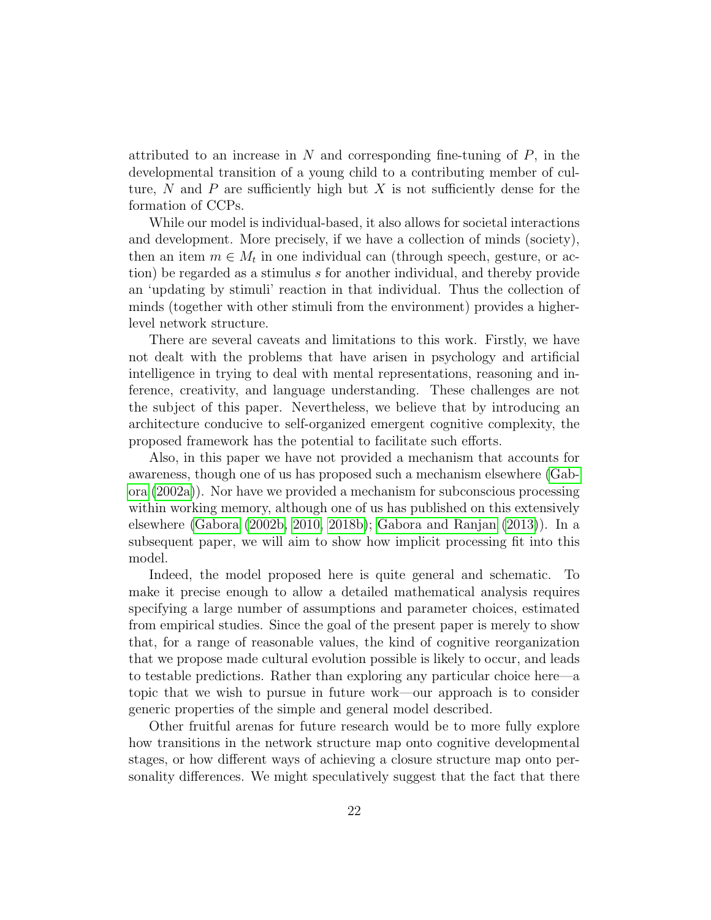attributed to an increase in $N$ and corresponding fine-tuning of $P$, in the developmental transition of a young child to a contributing member of culture, $N$ and $P$ are sufficiently high but $X$ is not sufficiently dense for the formation of CCPs.

While our model is individual-based, it also allows for societal interactions and development. More precisely, if we have a collection of minds (society), then an item $m \in M_t$ in one individual can (through speech, gesture, or action) be regarded as a stimulus $s$ for another individual, and thereby provide an 'updating by stimuli' reaction in that individual. Thus the collection of minds (together with other stimuli from the environment) provides a higher-level network structure.

There are several caveats and limitations to this work. Firstly, we have not dealt with the problems that have arisen in psychology and artificial intelligence in trying to deal with mental representations, reasoning and inference, creativity, and language understanding. These challenges are not the subject of this paper. Nevertheless, we believe that by introducing an architecture conducive to self-organized emergent cognitive complexity, the proposed framework has the potential to facilitate such efforts.

Also, in this paper we have not provided a mechanism that accounts for awareness, though one of us has proposed such a mechanism elsewhere (Gabora (2002a)). Nor have we provided a mechanism for subconscious processing within working memory, although one of us has published on this extensively elsewhere (Gabora (2002b, 2010, 2018b); Gabora and Ranjan (2013)). In a subsequent paper, we will aim to show how implicit processing fit into this model.

Indeed, the model proposed here is quite general and schematic. To make it precise enough to allow a detailed mathematical analysis requires specifying a large number of assumptions and parameter choices, estimated from empirical studies. Since the goal of the present paper is merely to show that, for a range of reasonable values, the kind of cognitive reorganization that we propose made cultural evolution possible is likely to occur, and leads to testable predictions. Rather than exploring any particular choice here—a topic that we wish to pursue in future work—our approach is to consider generic properties of the simple and general model described.

Other fruitful arenas for future research would be to more fully explore how transitions in the network structure map onto cognitive developmental stages, or how different ways of achieving a closure structure map onto personality differences. We might speculatively suggest that the fact that there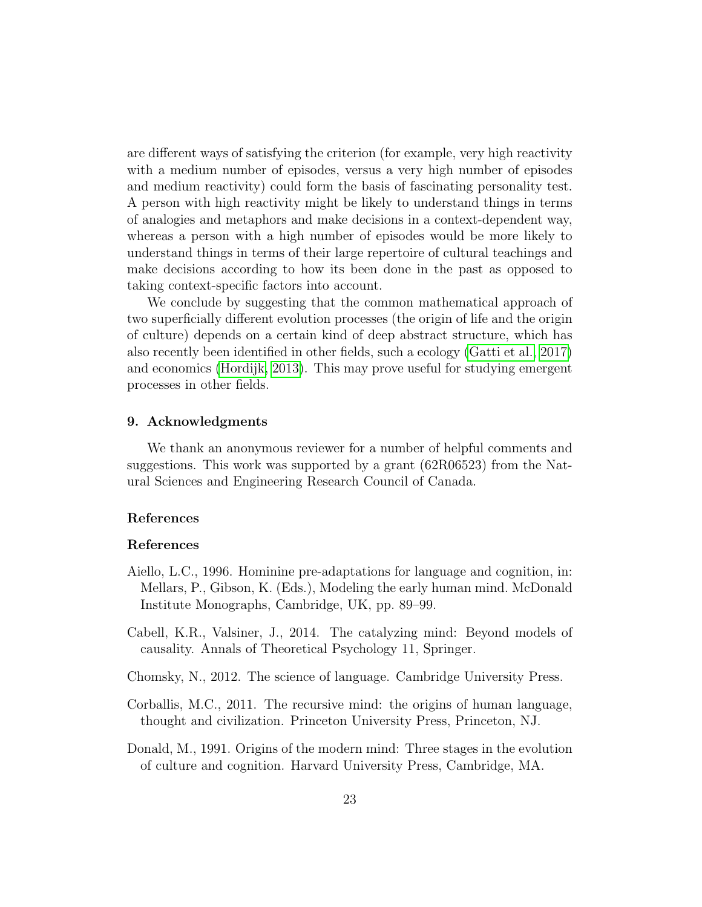are different ways of satisfying the criterion (for example, very high reactivity with a medium number of episodes, versus a very high number of episodes and medium reactivity) could form the basis of fascinating personality test. A person with high reactivity might be likely to understand things in terms of analogies and metaphors and make decisions in a context-dependent way, whereas a person with a high number of episodes would be more likely to understand things in terms of their large repertoire of cultural teachings and make decisions according to how its been done in the past as opposed to taking context-specific factors into account.

We conclude by suggesting that the common mathematical approach of two superficially different evolution processes (the origin of life and the origin of culture) depends on a certain kind of deep abstract structure, which has also recently been identified in other fields, such a ecology (Gatti et al., 2017) and economics (Hordijk, 2013). This may prove useful for studying emergent processes in other fields.

## 9. Acknowledgments

We thank an anonymous reviewer for a number of helpful comments and suggestions. This work was supported by a grant (62R06523) from the Natural Sciences and Engineering Research Council of Canada.

## References

## References

Aiello, L.C., 1996. Hominine pre-adaptations for language and cognition, in: Mellars, P., Gibson, K. (Eds.), Modeling the early human mind. McDonald Institute Monographs, Cambridge, UK, pp. 89–99.

Cabell, K.R., Valsiner, J., 2014. The catalyzing mind: Beyond models of causality. Annals of Theoretical Psychology 11, Springer.

Chomsky, N., 2012. The science of language. Cambridge University Press.

Corballis, M.C., 2011. The recursive mind: the origins of human language, thought and civilization. Princeton University Press, Princeton, NJ.

Donald, M., 1991. Origins of the modern mind: Three stages in the evolution of culture and cognition. Harvard University Press, Cambridge, MA.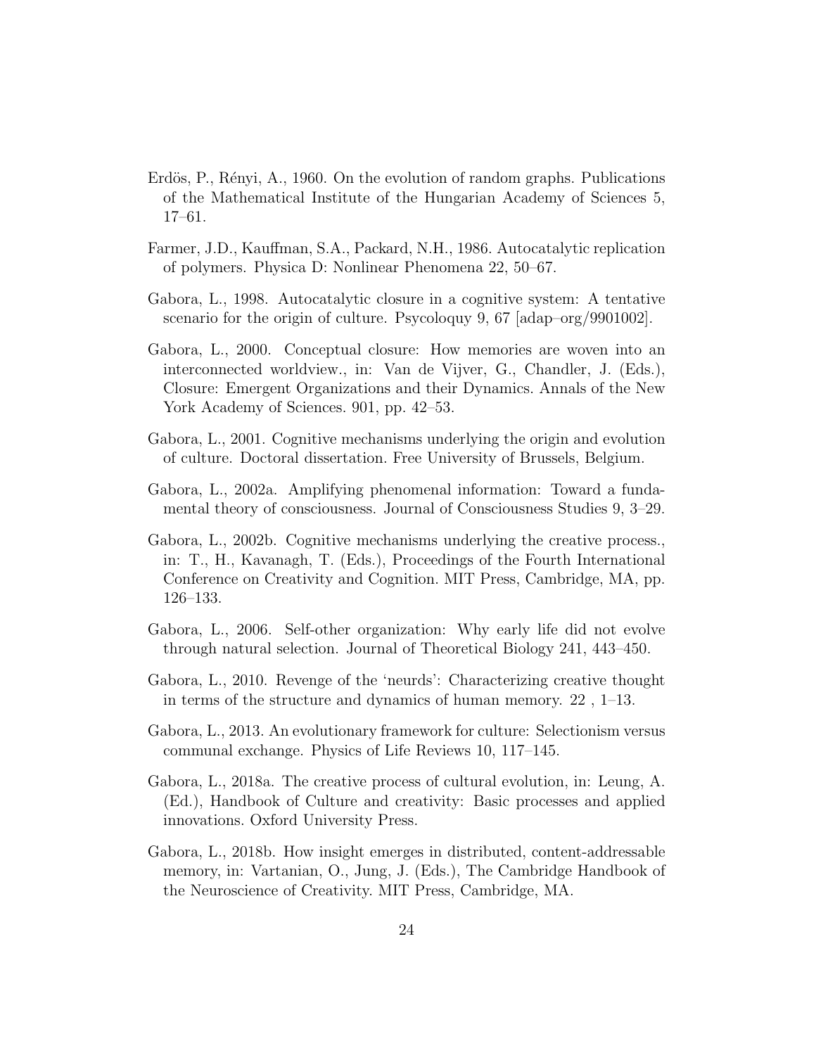Erdös, P., Rényi, A., 1960. On the evolution of random graphs. Publications of the Mathematical Institute of the Hungarian Academy of Sciences 5, 17–61.

Farmer, J.D., Kauffman, S.A., Packard, N.H., 1986. Autocatalytic replication of polymers. Physica D: Nonlinear Phenomena 22, 50–67.

Gabora, L., 1998. Autocatalytic closure in a cognitive system: A tentative scenario for the origin of culture. Psycoloquy 9, 67 [adap–org/9901002].

Gabora, L., 2000. Conceptual closure: How memories are woven into an interconnected worldview., in: Van de Vijver, G., Chandler, J. (Eds.), Closure: Emergent Organizations and their Dynamics. Annals of the New York Academy of Sciences. 901, pp. 42–53.

Gabora, L., 2001. Cognitive mechanisms underlying the origin and evolution of culture. Doctoral dissertation. Free University of Brussels, Belgium.

Gabora, L., 2002a. Amplifying phenomenal information: Toward a fundamental theory of consciousness. Journal of Consciousness Studies 9, 3–29.

Gabora, L., 2002b. Cognitive mechanisms underlying the creative process., in: T., H., Kavanagh, T. (Eds.), Proceedings of the Fourth International Conference on Creativity and Cognition. MIT Press, Cambridge, MA, pp. 126–133.

Gabora, L., 2006. Self-other organization: Why early life did not evolve through natural selection. Journal of Theoretical Biology 241, 443–450.

Gabora, L., 2010. Revenge of the 'neurds': Characterizing creative thought in terms of the structure and dynamics of human memory. 22 , 1–13.

Gabora, L., 2013. An evolutionary framework for culture: Selectionism versus communal exchange. Physics of Life Reviews 10, 117–145.

Gabora, L., 2018a. The creative process of cultural evolution, in: Leung, A. (Ed.), Handbook of Culture and creativity: Basic processes and applied innovations. Oxford University Press.

Gabora, L., 2018b. How insight emerges in distributed, content-addressable memory, in: Vartanian, O., Jung, J. (Eds.), The Cambridge Handbook of the Neuroscience of Creativity. MIT Press, Cambridge, MA.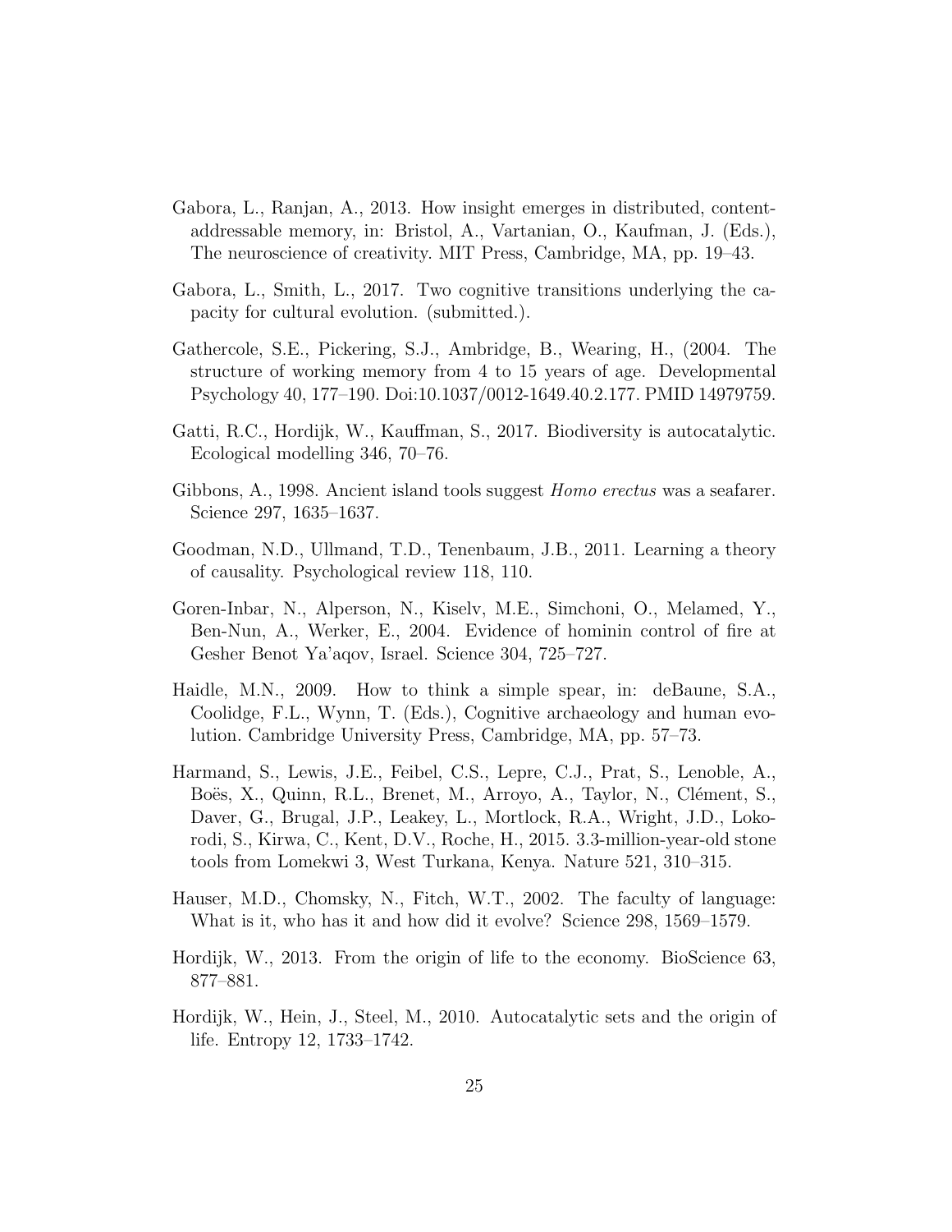Gabora, L., Ranjan, A., 2013. How insight emerges in distributed, content-addressable memory, in: Bristol, A., Vartanian, O., Kaufman, J. (Eds.), The neuroscience of creativity. MIT Press, Cambridge, MA, pp. 19–43.

Gabora, L., Smith, L., 2017. Two cognitive transitions underlying the capacity for cultural evolution. (submitted.).

Gathercole, S.E., Pickering, S.J., Ambridge, B., Wearing, H., (2004. The structure of working memory from 4 to 15 years of age. Developmental Psychology 40, 177–190. Doi:10.1037/0012-1649.40.2.177. PMID 14979759.

Gatti, R.C., Hordijk, W., Kauffman, S., 2017. Biodiversity is autocatalytic. Ecological modelling 346, 70–76.

Gibbons, A., 1998. Ancient island tools suggest *Homo erectus* was a seafarer. Science 297, 1635–1637.

Goodman, N.D., Ullmand, T.D., Tenenbaum, J.B., 2011. Learning a theory of causality. Psychological review 118, 110.

Goren-Inbar, N., Alperson, N., Kiselv, M.E., Simchoni, O., Melamed, Y., Ben-Nun, A., Werker, E., 2004. Evidence of hominin control of fire at Gesher Benot Ya'aqov, Israel. Science 304, 725–727.

Haidle, M.N., 2009. How to think a simple spear, in: deBaune, S.A., Coolidge, F.L., Wynn, T. (Eds.), Cognitive archaeology and human evolution. Cambridge University Press, Cambridge, MA, pp. 57–73.

Harmand, S., Lewis, J.E., Feibel, C.S., Lepre, C.J., Prat, S., Lenoble, A., Boës, X., Quinn, R.L., Brenet, M., Arroyo, A., Taylor, N., Clément, S., Daver, G., Brugal, J.P., Leakey, L., Mortlock, R.A., Wright, J.D., Lokorodi, S., Kirwa, C., Kent, D.V., Roche, H., 2015. 3.3-million-year-old stone tools from Lomekwi 3, West Turkana, Kenya. Nature 521, 310–315.

Hauser, M.D., Chomsky, N., Fitch, W.T., 2002. The faculty of language: What is it, who has it and how did it evolve? Science 298, 1569–1579.

Hordijk, W., 2013. From the origin of life to the economy. BioScience 63, 877–881.

Hordijk, W., Hein, J., Steel, M., 2010. Autocatalytic sets and the origin of life. Entropy 12, 1733–1742.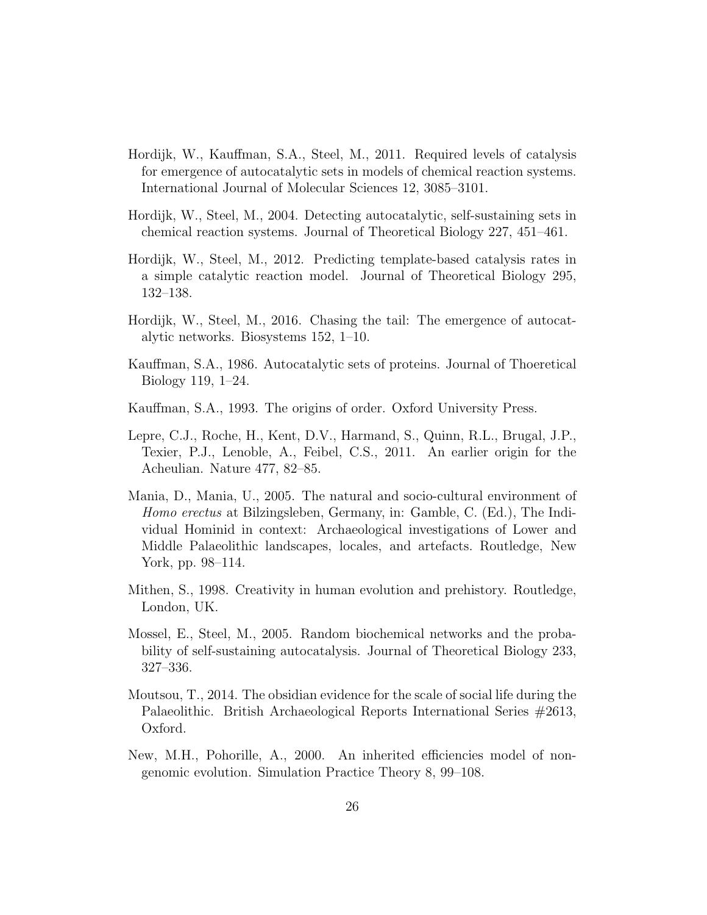Hordijk, W., Kauffman, S.A., Steel, M., 2011. Required levels of catalysis for emergence of autocatalytic sets in models of chemical reaction systems. International Journal of Molecular Sciences 12, 3085–3101.

Hordijk, W., Steel, M., 2004. Detecting autocatalytic, self-sustaining sets in chemical reaction systems. Journal of Theoretical Biology 227, 451–461.

Hordijk, W., Steel, M., 2012. Predicting template-based catalysis rates in a simple catalytic reaction model. Journal of Theoretical Biology 295, 132–138.

Hordijk, W., Steel, M., 2016. Chasing the tail: The emergence of autocatalytic networks. Biosystems 152, 1–10.

Kauffman, S.A., 1986. Autocatalytic sets of proteins. Journal of Thoeretical Biology 119, 1–24.

Kauffman, S.A., 1993. The origins of order. Oxford University Press.

Lepre, C.J., Roche, H., Kent, D.V., Harmand, S., Quinn, R.L., Brugal, J.P., Texier, P.J., Lenoble, A., Feibel, C.S., 2011. An earlier origin for the Acheulian. Nature 477, 82–85.

Mania, D., Mania, U., 2005. The natural and socio-cultural environment of *Homo erectus* at Bilzingsleben, Germany, in: Gamble, C. (Ed.), The Individual Hominid in context: Archaeological investigations of Lower and Middle Palaeolithic landscapes, locales, and artefacts. Routledge, New York, pp. 98–114.

Mithen, S., 1998. Creativity in human evolution and prehistory. Routledge, London, UK.

Mossel, E., Steel, M., 2005. Random biochemical networks and the probability of self-sustaining autocatalysis. Journal of Theoretical Biology 233, 327–336.

Moutsou, T., 2014. The obsidian evidence for the scale of social life during the Palaeolithic. British Archaeological Reports International Series #2613, Oxford.

New, M.H., Pohorille, A., 2000. An inherited efficiencies model of non-genomic evolution. Simulation Practice Theory 8, 99–108.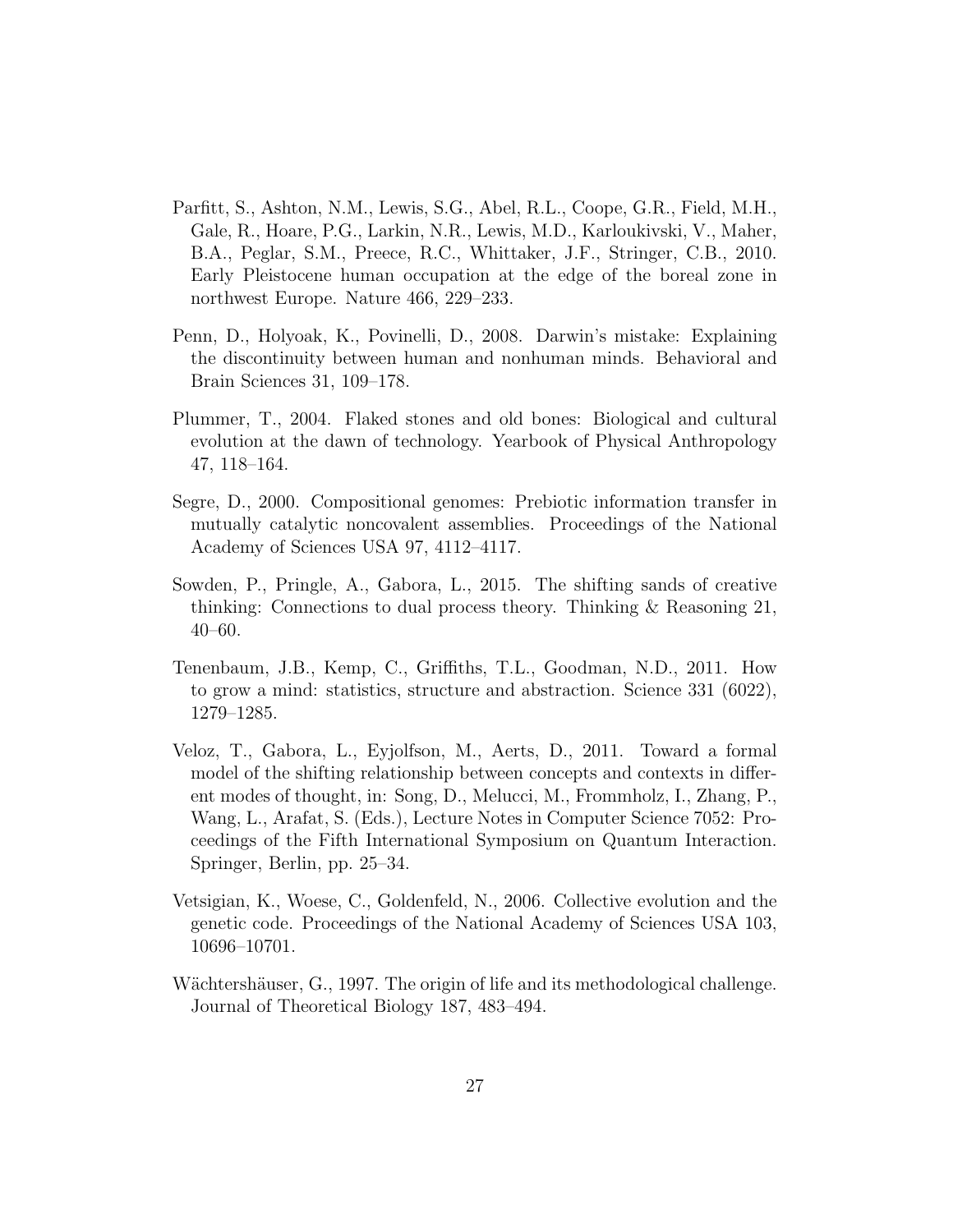Parfitt, S., Ashton, N.M., Lewis, S.G., Abel, R.L., Coope, G.R., Field, M.H., Gale, R., Hoare, P.G., Larkin, N.R., Lewis, M.D., Karloukivski, V., Maher, B.A., Peglar, S.M., Preece, R.C., Whittaker, J.F., Stringer, C.B., 2010. Early Pleistocene human occupation at the edge of the boreal zone in northwest Europe. Nature 466, 229–233.

Penn, D., Holyoak, K., Povinelli, D., 2008. Darwin's mistake: Explaining the discontinuity between human and nonhuman minds. Behavioral and Brain Sciences 31, 109–178.

Plummer, T., 2004. Flaked stones and old bones: Biological and cultural evolution at the dawn of technology. Yearbook of Physical Anthropology 47, 118–164.

Segre, D., 2000. Compositional genomes: Prebiotic information transfer in mutually catalytic noncovalent assemblies. Proceedings of the National Academy of Sciences USA 97, 4112–4117.

Sowden, P., Pringle, A., Gabora, L., 2015. The shifting sands of creative thinking: Connections to dual process theory. Thinking & Reasoning 21, 40–60.

Tenenbaum, J.B., Kemp, C., Griffiths, T.L., Goodman, N.D., 2011. How to grow a mind: statistics, structure and abstraction. Science 331 (6022), 1279–1285.

Veloz, T., Gabora, L., Eyjolfson, M., Aerts, D., 2011. Toward a formal model of the shifting relationship between concepts and contexts in different modes of thought, in: Song, D., Melucci, M., Frommholz, I., Zhang, P., Wang, L., Arafat, S. (Eds.), Lecture Notes in Computer Science 7052: Proceedings of the Fifth International Symposium on Quantum Interaction. Springer, Berlin, pp. 25–34.

Vetsigian, K., Woese, C., Goldenfeld, N., 2006. Collective evolution and the genetic code. Proceedings of the National Academy of Sciences USA 103, 10696–10701.

Wächtershäuser, G., 1997. The origin of life and its methodological challenge. Journal of Theoretical Biology 187, 483–494.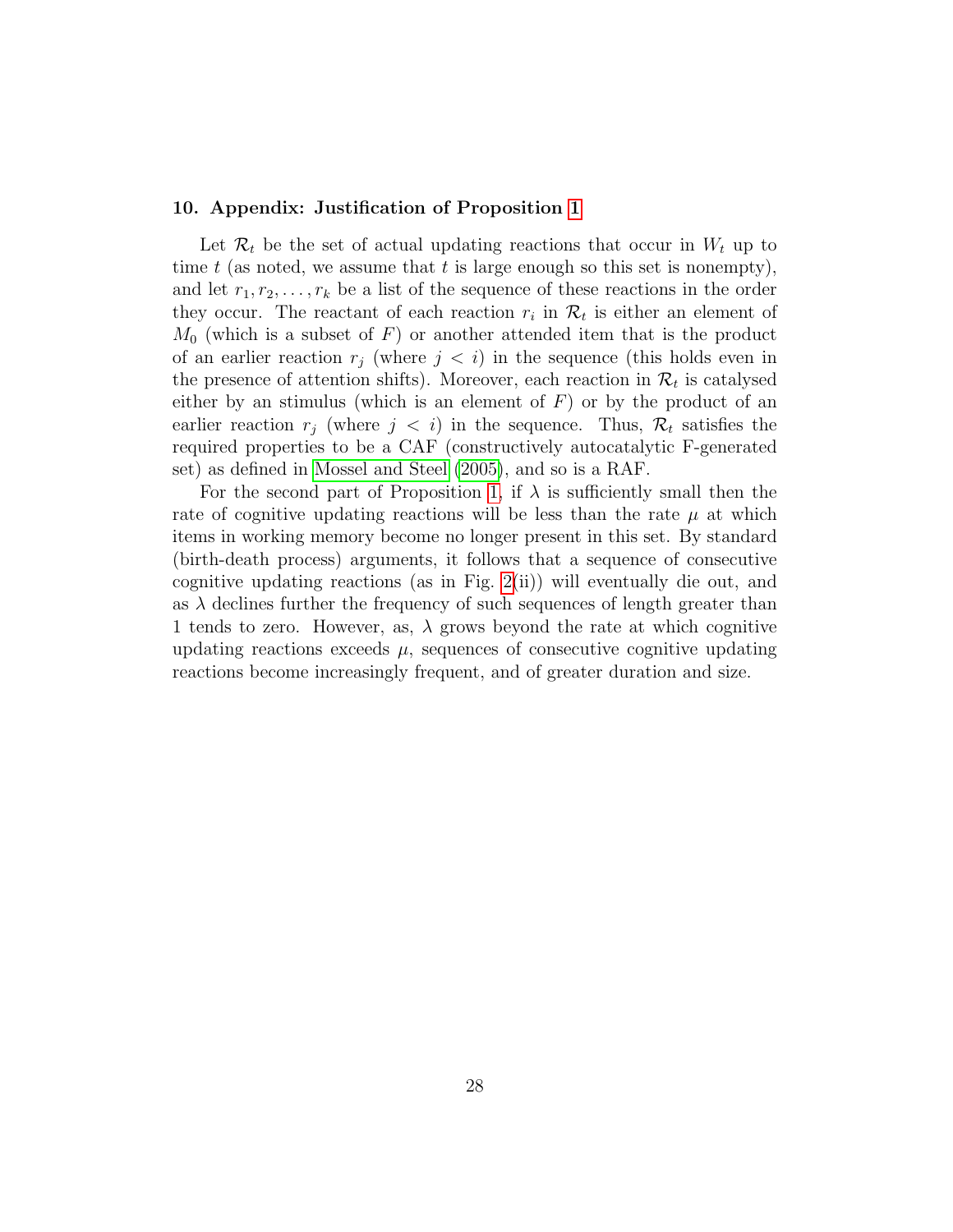## 10. Appendix: Justification of Proposition 1

Let $\mathcal{R}_t$ be the set of actual updating reactions that occur in $W_t$ up to time $t$ (as noted, we assume that $t$ is large enough so this set is nonempty), and let $r_1, r_2, \ldots, r_k$ be a list of the sequence of these reactions in the order they occur. The reactant of each reaction $r_i$ in $\mathcal{R}_t$ is either an element of $M_0$ (which is a subset of $F$) or another attended item that is the product of an earlier reaction $r_j$ (where $j < i$) in the sequence (this holds even in the presence of attention shifts). Moreover, each reaction in $\mathcal{R}_t$ is catalysed either by an stimulus (which is an element of $F$) or by the product of an earlier reaction $r_j$ (where $j < i$) in the sequence. Thus, $\mathcal{R}_t$ satisfies the required properties to be a CAF (constructively autocatalytic F-generated set) as defined in Mossel and Steel (2005), and so is a RAF.

For the second part of Proposition 1, if $\lambda$ is sufficiently small then the rate of cognitive updating reactions will be less than the rate $\mu$ at which items in working memory become no longer present in this set. By standard (birth-death process) arguments, it follows that a sequence of consecutive cognitive updating reactions (as in Fig. 2(ii)) will eventually die out, and as $\lambda$ declines further the frequency of such sequences of length greater than 1 tends to zero. However, as, $\lambda$ grows beyond the rate at which cognitive updating reactions exceeds $\mu$, sequences of consecutive cognitive updating reactions become increasingly frequent, and of greater duration and size.